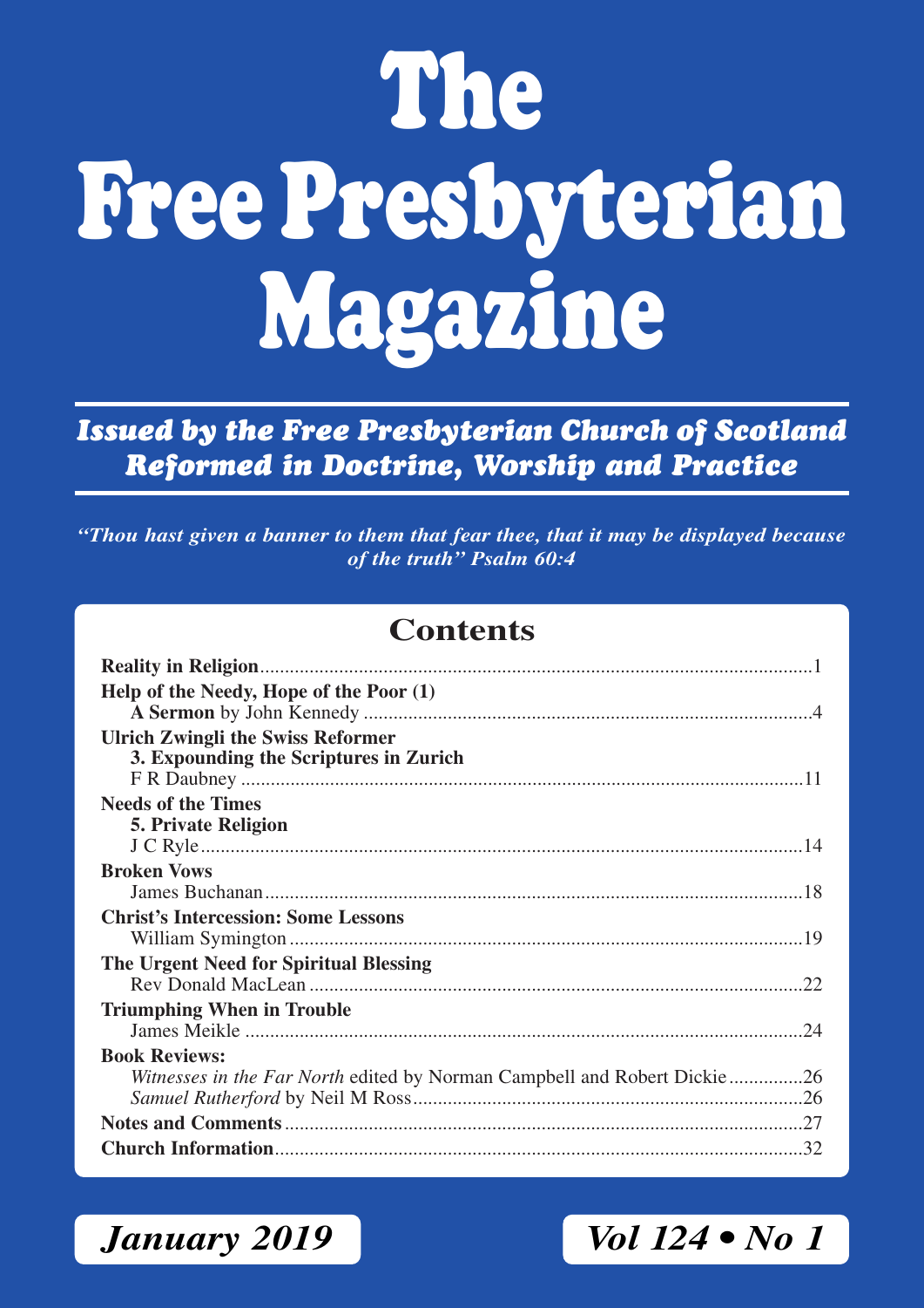# The Free Presbyterian Magazine

***Issued by the Free Presbyterian Church of Scotland***
***Reformed in Doctrine, Worship and Practice***

*"Thou hast given a banner to them that fear thee, that it may be displayed because of the truth" Psalm 60:4*

## Contents

**Reality in Religion** ........ 1

**Help of the Needy, Hope of the Poor (1)**
**A Sermon** by John Kennedy ........ 4

**Ulrich Zwingli the Swiss Reformer**
**3. Expounding the Scriptures in Zurich**
F R Daubney ........ 11

**Needs of the Times**
**5. Private Religion**
J C Ryle ........ 14

**Broken Vows**
James Buchanan ........ 18

**Christ's Intercession: Some Lessons**
William Symington ........ 19

**The Urgent Need for Spiritual Blessing**
Rev Donald MacLean ........ 22

**Triumphing When in Trouble**
James Meikle ........ 24

**Book Reviews:**
*Witnesses in the Far North* edited by Norman Campbell and Robert Dickie ........ 26
*Samuel Rutherford* by Neil M Ross ........ 26

**Notes and Comments** ........ 27

**Church Information** ........ 32

*January 2019* — *Vol 124 • No 1*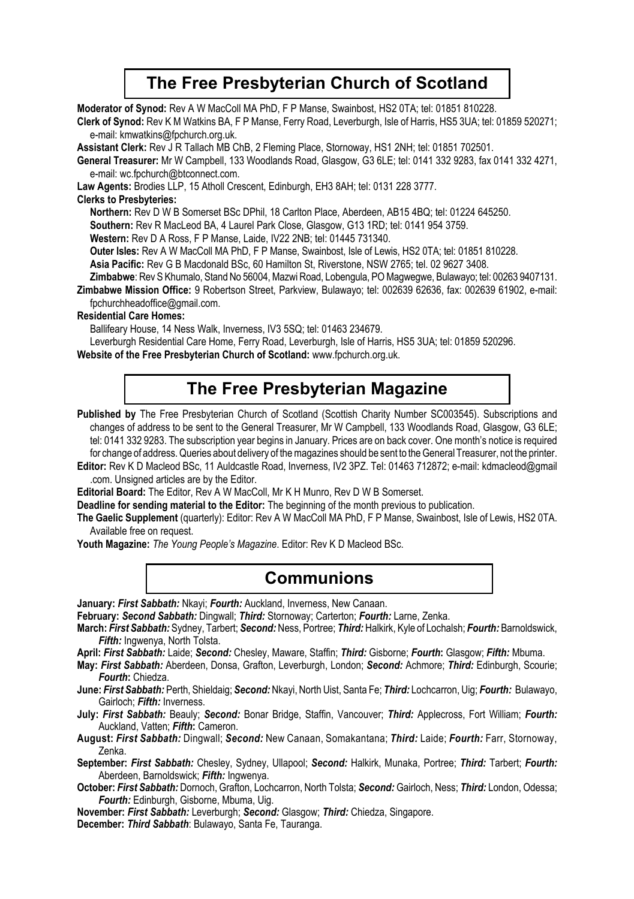## The Free Presbyterian Church of Scotland

**Moderator of Synod:** Rev A W MacColl MA PhD, F P Manse, Swainbost, HS2 0TA; tel: 01851 810228.

**Clerk of Synod:** Rev K M Watkins BA, F P Manse, Ferry Road, Leverburgh, Isle of Harris, HS5 3UA; tel: 01859 520271; e-mail: kmwatkins@fpchurch.org.uk.

**Assistant Clerk:** Rev J R Tallach MB ChB, 2 Fleming Place, Stornoway, HS1 2NH; tel: 01851 702501.

**General Treasurer:** Mr W Campbell, 133 Woodlands Road, Glasgow, G3 6LE; tel: 0141 332 9283, fax 0141 332 4271, e-mail: wc.fpchurch@btconnect.com.

**Law Agents:** Brodies LLP, 15 Atholl Crescent, Edinburgh, EH3 8AH; tel: 0131 228 3777.

**Clerks to Presbyteries:**

**Northern:** Rev D W B Somerset BSc DPhil, 18 Carlton Place, Aberdeen, AB15 4BQ; tel: 01224 645250.

**Southern:** Rev R MacLeod BA, 4 Laurel Park Close, Glasgow, G13 1RD; tel: 0141 954 3759.

**Western:** Rev D A Ross, F P Manse, Laide, IV22 2NB; tel: 01445 731340.

**Outer Isles:** Rev A W MacColl MA PhD, F P Manse, Swainbost, Isle of Lewis, HS2 0TA; tel: 01851 810228.

**Asia Pacific:** Rev G B Macdonald BSc, 60 Hamilton St, Riverstone, NSW 2765; tel. 02 9627 3408.

**Zimbabwe**: Rev S Khumalo, Stand No 56004, Mazwi Road, Lobengula, PO Magwegwe, Bulawayo; tel: 00263 9407131.

**Zimbabwe Mission Office:** 9 Robertson Street, Parkview, Bulawayo; tel: 002639 62636, fax: 002639 61902, e-mail: fpchurchheadoffice@gmail.com.

**Residential Care Homes:**

Ballifeary House, 14 Ness Walk, Inverness, IV3 5SQ; tel: 01463 234679.

Leverburgh Residential Care Home, Ferry Road, Leverburgh, Isle of Harris, HS5 3UA; tel: 01859 520296.

**Website of the Free Presbyterian Church of Scotland:** www.fpchurch.org.uk.

## The Free Presbyterian Magazine

**Published by** The Free Presbyterian Church of Scotland (Scottish Charity Number SC003545). Subscriptions and changes of address to be sent to the General Treasurer, Mr W Campbell, 133 Woodlands Road, Glasgow, G3 6LE; tel: 0141 332 9283. The subscription year begins in January. Prices are on back cover. One month's notice is required for change of address. Queries about delivery of the magazines should be sent to the General Treasurer, not the printer.

**Editor:** Rev K D Macleod BSc, 11 Auldcastle Road, Inverness, IV2 3PZ. Tel: 01463 712872; e-mail: kdmacleod@gmail.com. Unsigned articles are by the Editor.

**Editorial Board:** The Editor, Rev A W MacColl, Mr K H Munro, Rev D W B Somerset.

**Deadline for sending material to the Editor:** The beginning of the month previous to publication.

**The Gaelic Supplement** (quarterly): Editor: Rev A W MacColl MA PhD, F P Manse, Swainbost, Isle of Lewis, HS2 0TA. Available free on request.

**Youth Magazine:** *The Young People's Magazine*. Editor: Rev K D Macleod BSc.

## Communions

**January:** ***First Sabbath:*** Nkayi; ***Fourth:*** Auckland, Inverness, New Canaan.

**February:** ***Second Sabbath:*** Dingwall; ***Third:*** Stornoway; Carterton; ***Fourth:*** Larne, Zenka.

**March:** ***First Sabbath:*** Sydney, Tarbert; ***Second:*** Ness, Portree; ***Third:*** Halkirk, Kyle of Lochalsh; ***Fourth:*** Barnoldswick, ***Fifth:*** Ingwenya, North Tolsta.

**April:** ***First Sabbath:*** Laide; ***Second:*** Chesley, Maware, Staffin; ***Third:*** Gisborne; ***Fourth*:** Glasgow; ***Fifth:*** Mbuma.

**May:** ***First Sabbath:*** Aberdeen, Donsa, Grafton, Leverburgh, London; ***Second:*** Achmore; ***Third:*** Edinburgh, Scourie; ***Fourth*:** Chiedza.

**June:** ***First Sabbath:*** Perth, Shieldaig; ***Second:*** Nkayi, North Uist, Santa Fe; ***Third:*** Lochcarron, Uig; ***Fourth:*** Bulawayo, Gairloch; ***Fifth:*** Inverness.

**July:** ***First Sabbath:*** Beauly; ***Second:*** Bonar Bridge, Staffin, Vancouver; ***Third:*** Applecross, Fort William; ***Fourth:*** Auckland, Vatten; ***Fifth*:** Cameron.

**August:** ***First Sabbath:*** Dingwall; ***Second:*** New Canaan, Somakantana; ***Third:*** Laide; ***Fourth:*** Farr, Stornoway, Zenka.

**September:** ***First Sabbath:*** Chesley, Sydney, Ullapool; ***Second:*** Halkirk, Munaka, Portree; ***Third:*** Tarbert; ***Fourth:*** Aberdeen, Barnoldswick; ***Fifth:*** Ingwenya.

**October:** ***First Sabbath:*** Dornoch, Grafton, Lochcarron, North Tolsta; ***Second:*** Gairloch, Ness; ***Third:*** London, Odessa; ***Fourth:*** Edinburgh, Gisborne, Mbuma, Uig.

**November:** ***First Sabbath:*** Leverburgh; ***Second:*** Glasgow; ***Third:*** Chiedza, Singapore.

**December:** ***Third Sabbath***: Bulawayo, Santa Fe, Tauranga.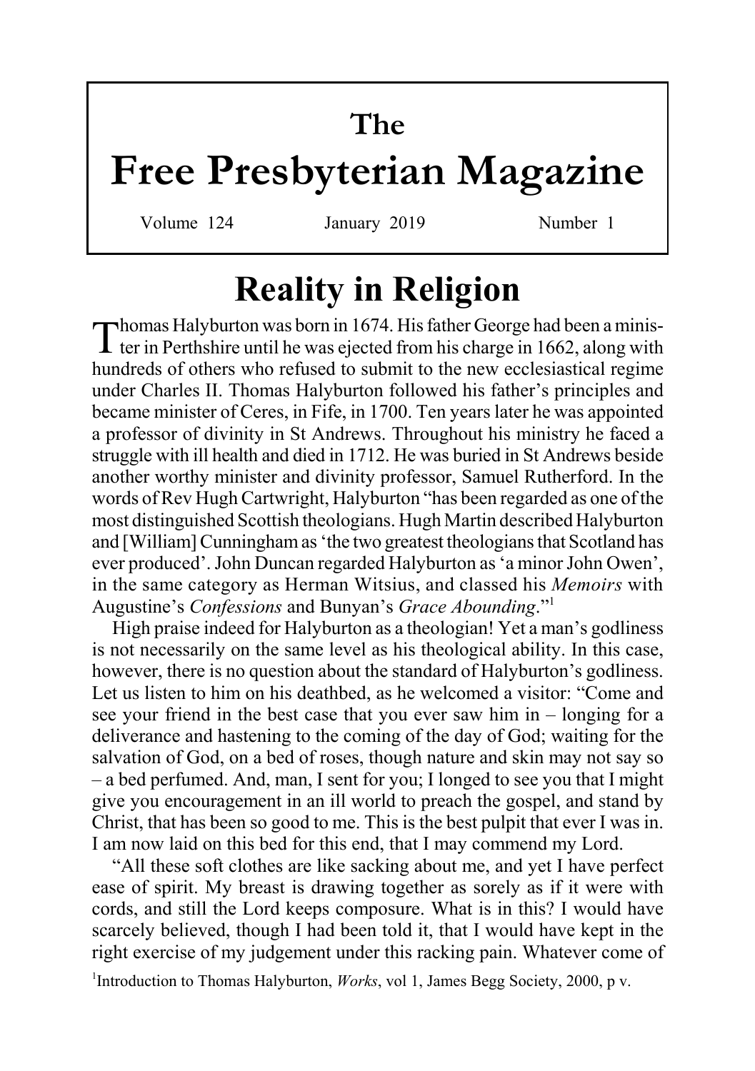# The Free Presbyterian Magazine

Volume 124 January 2019 Number 1

## Reality in Religion

Thomas Halyburton was born in 1674. His father George had been a minister in Perthshire until he was ejected from his charge in 1662, along with hundreds of others who refused to submit to the new ecclesiastical regime under Charles II. Thomas Halyburton followed his father's principles and became minister of Ceres, in Fife, in 1700. Ten years later he was appointed a professor of divinity in St Andrews. Throughout his ministry he faced a struggle with ill health and died in 1712. He was buried in St Andrews beside another worthy minister and divinity professor, Samuel Rutherford. In the words of Rev Hugh Cartwright, Halyburton "has been regarded as one of the most distinguished Scottish theologians. Hugh Martin described Halyburton and [William] Cunningham as 'the two greatest theologians that Scotland has ever produced'. John Duncan regarded Halyburton as 'a minor John Owen', in the same category as Herman Witsius, and classed his *Memoirs* with Augustine's *Confessions* and Bunyan's *Grace Abounding*."[1]

High praise indeed for Halyburton as a theologian! Yet a man's godliness is not necessarily on the same level as his theological ability. In this case, however, there is no question about the standard of Halyburton's godliness. Let us listen to him on his deathbed, as he welcomed a visitor: "Come and see your friend in the best case that you ever saw him in – longing for a deliverance and hastening to the coming of the day of God; waiting for the salvation of God, on a bed of roses, though nature and skin may not say so – a bed perfumed. And, man, I sent for you; I longed to see you that I might give you encouragement in an ill world to preach the gospel, and stand by Christ, that has been so good to me. This is the best pulpit that ever I was in. I am now laid on this bed for this end, that I may commend my Lord.

"All these soft clothes are like sacking about me, and yet I have perfect ease of spirit. My breast is drawing together as sorely as if it were with cords, and still the Lord keeps composure. What is in this? I would have scarcely believed, though I had been told it, that I would have kept in the right exercise of my judgement under this racking pain. Whatever come of

[1]Introduction to Thomas Halyburton, *Works*, vol 1, James Begg Society, 2000, p v.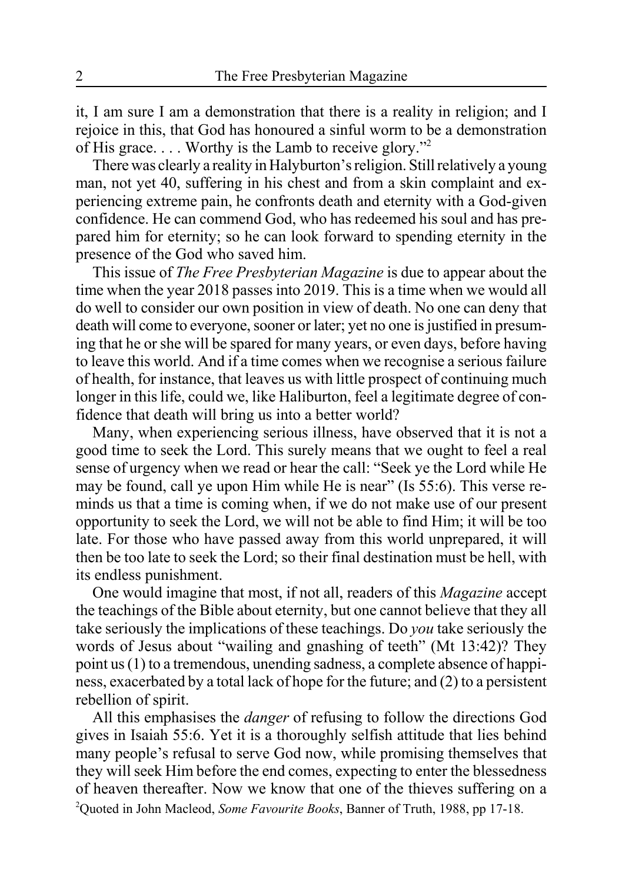it, I am sure I am a demonstration that there is a reality in religion; and I rejoice in this, that God has honoured a sinful worm to be a demonstration of His grace. . . . Worthy is the Lamb to receive glory."[2]

There was clearly a reality in Halyburton's religion. Still relatively a young man, not yet 40, suffering in his chest and from a skin complaint and experiencing extreme pain, he confronts death and eternity with a God-given confidence. He can commend God, who has redeemed his soul and has prepared him for eternity; so he can look forward to spending eternity in the presence of the God who saved him.

This issue of *The Free Presbyterian Magazine* is due to appear about the time when the year 2018 passes into 2019. This is a time when we would all do well to consider our own position in view of death. No one can deny that death will come to everyone, sooner or later; yet no one is justified in presuming that he or she will be spared for many years, or even days, before having to leave this world. And if a time comes when we recognise a serious failure of health, for instance, that leaves us with little prospect of continuing much longer in this life, could we, like Haliburton, feel a legitimate degree of confidence that death will bring us into a better world?

Many, when experiencing serious illness, have observed that it is not a good time to seek the Lord. This surely means that we ought to feel a real sense of urgency when we read or hear the call: "Seek ye the Lord while He may be found, call ye upon Him while He is near" (Is 55:6). This verse reminds us that a time is coming when, if we do not make use of our present opportunity to seek the Lord, we will not be able to find Him; it will be too late. For those who have passed away from this world unprepared, it will then be too late to seek the Lord; so their final destination must be hell, with its endless punishment.

One would imagine that most, if not all, readers of this *Magazine* accept the teachings of the Bible about eternity, but one cannot believe that they all take seriously the implications of these teachings. Do *you* take seriously the words of Jesus about "wailing and gnashing of teeth" (Mt 13:42)? They point us (1) to a tremendous, unending sadness, a complete absence of happiness, exacerbated by a total lack of hope for the future; and (2) to a persistent rebellion of spirit.

All this emphasises the *danger* of refusing to follow the directions God gives in Isaiah 55:6. Yet it is a thoroughly selfish attitude that lies behind many people's refusal to serve God now, while promising themselves that they will seek Him before the end comes, expecting to enter the blessedness of heaven thereafter. Now we know that one of the thieves suffering on a

[2]Quoted in John Macleod, *Some Favourite Books*, Banner of Truth, 1988, pp 17-18.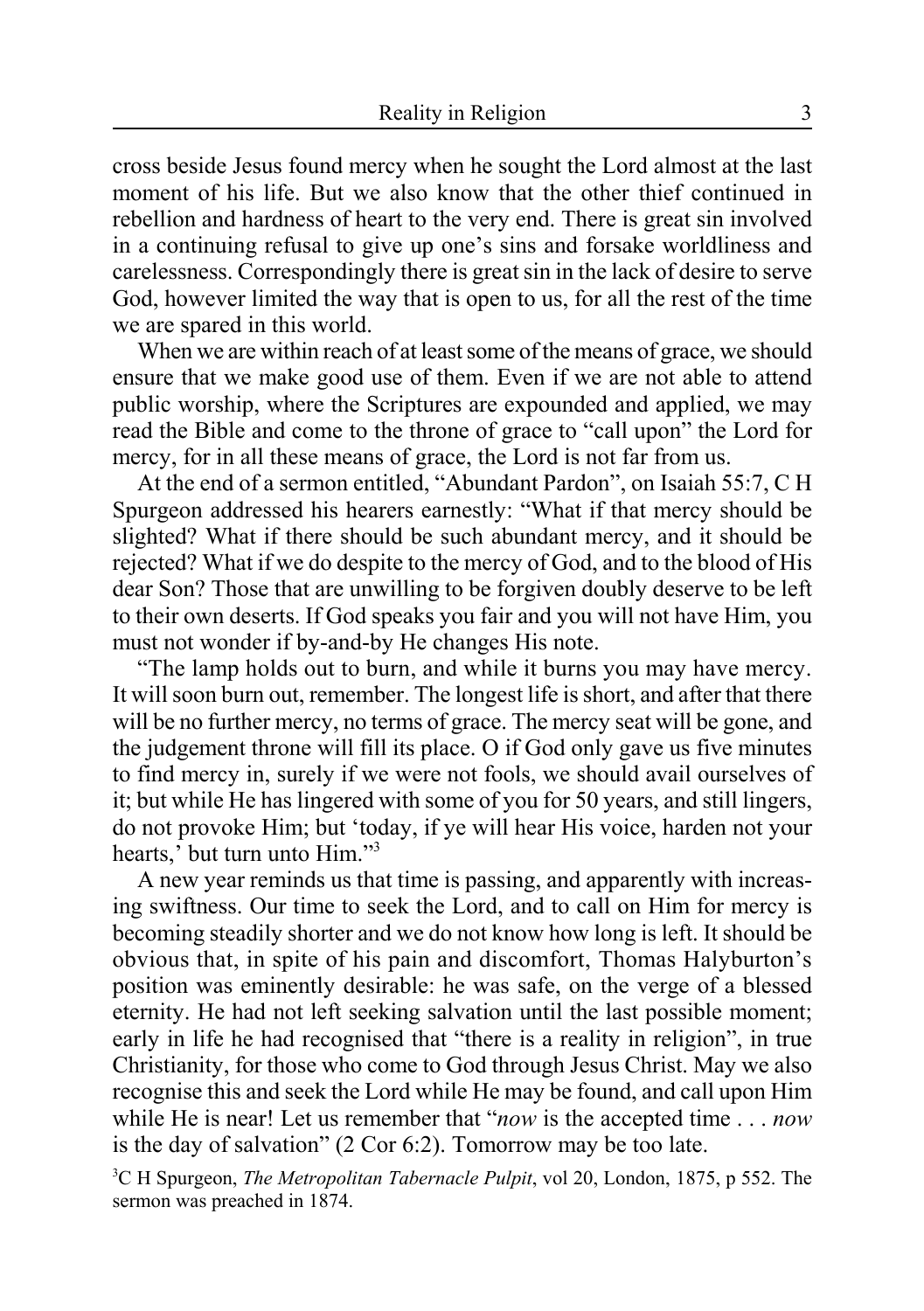cross beside Jesus found mercy when he sought the Lord almost at the last moment of his life. But we also know that the other thief continued in rebellion and hardness of heart to the very end. There is great sin involved in a continuing refusal to give up one's sins and forsake worldliness and carelessness. Correspondingly there is great sin in the lack of desire to serve God, however limited the way that is open to us, for all the rest of the time we are spared in this world.

When we are within reach of at least some of the means of grace, we should ensure that we make good use of them. Even if we are not able to attend public worship, where the Scriptures are expounded and applied, we may read the Bible and come to the throne of grace to "call upon" the Lord for mercy, for in all these means of grace, the Lord is not far from us.

At the end of a sermon entitled, "Abundant Pardon", on Isaiah 55:7, C H Spurgeon addressed his hearers earnestly: "What if that mercy should be slighted? What if there should be such abundant mercy, and it should be rejected? What if we do despite to the mercy of God, and to the blood of His dear Son? Those that are unwilling to be forgiven doubly deserve to be left to their own deserts. If God speaks you fair and you will not have Him, you must not wonder if by-and-by He changes His note.

"The lamp holds out to burn, and while it burns you may have mercy. It will soon burn out, remember. The longest life is short, and after that there will be no further mercy, no terms of grace. The mercy seat will be gone, and the judgement throne will fill its place. O if God only gave us five minutes to find mercy in, surely if we were not fools, we should avail ourselves of it; but while He has lingered with some of you for 50 years, and still lingers, do not provoke Him; but 'today, if ye will hear His voice, harden not your hearts,' but turn unto Him."[3]

A new year reminds us that time is passing, and apparently with increasing swiftness. Our time to seek the Lord, and to call on Him for mercy is becoming steadily shorter and we do not know how long is left. It should be obvious that, in spite of his pain and discomfort, Thomas Halyburton's position was eminently desirable: he was safe, on the verge of a blessed eternity. He had not left seeking salvation until the last possible moment; early in life he had recognised that "there is a reality in religion", in true Christianity, for those who come to God through Jesus Christ. May we also recognise this and seek the Lord while He may be found, and call upon Him while He is near! Let us remember that "*now* is the accepted time . . . *now* is the day of salvation" (2 Cor 6:2). Tomorrow may be too late.

[3]C H Spurgeon, *The Metropolitan Tabernacle Pulpit*, vol 20, London, 1875, p 552. The sermon was preached in 1874.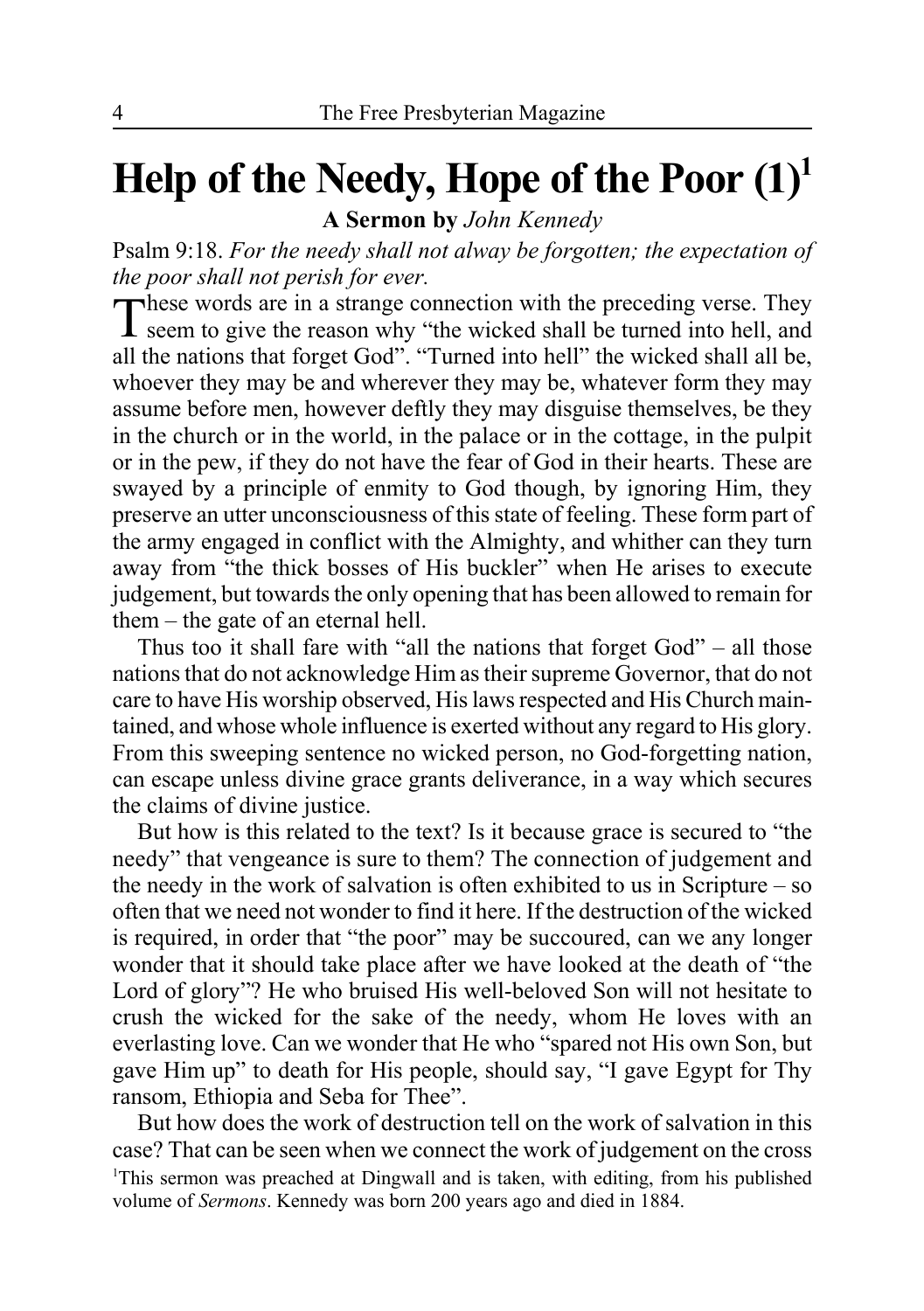# Help of the Needy, Hope of the Poor (1)[1]

**A Sermon by** *John Kennedy*

Psalm 9:18. *For the needy shall not alway be forgotten; the expectation of the poor shall not perish for ever.*

These words are in a strange connection with the preceding verse. They seem to give the reason why "the wicked shall be turned into hell, and all the nations that forget God". "Turned into hell" the wicked shall all be, whoever they may be and wherever they may be, whatever form they may assume before men, however deftly they may disguise themselves, be they in the church or in the world, in the palace or in the cottage, in the pulpit or in the pew, if they do not have the fear of God in their hearts. These are swayed by a principle of enmity to God though, by ignoring Him, they preserve an utter unconsciousness of this state of feeling. These form part of the army engaged in conflict with the Almighty, and whither can they turn away from "the thick bosses of His buckler" when He arises to execute judgement, but towards the only opening that has been allowed to remain for them – the gate of an eternal hell.

Thus too it shall fare with "all the nations that forget God" – all those nations that do not acknowledge Him as their supreme Governor, that do not care to have His worship observed, His laws respected and His Church maintained, and whose whole influence is exerted without any regard to His glory. From this sweeping sentence no wicked person, no God-forgetting nation, can escape unless divine grace grants deliverance, in a way which secures the claims of divine justice.

But how is this related to the text? Is it because grace is secured to "the needy" that vengeance is sure to them? The connection of judgement and the needy in the work of salvation is often exhibited to us in Scripture – so often that we need not wonder to find it here. If the destruction of the wicked is required, in order that "the poor" may be succoured, can we any longer wonder that it should take place after we have looked at the death of "the Lord of glory"? He who bruised His well-beloved Son will not hesitate to crush the wicked for the sake of the needy, whom He loves with an everlasting love. Can we wonder that He who "spared not His own Son, but gave Him up" to death for His people, should say, "I gave Egypt for Thy ransom, Ethiopia and Seba for Thee".

But how does the work of destruction tell on the work of salvation in this case? That can be seen when we connect the work of judgement on the cross

[1]This sermon was preached at Dingwall and is taken, with editing, from his published volume of *Sermons*. Kennedy was born 200 years ago and died in 1884.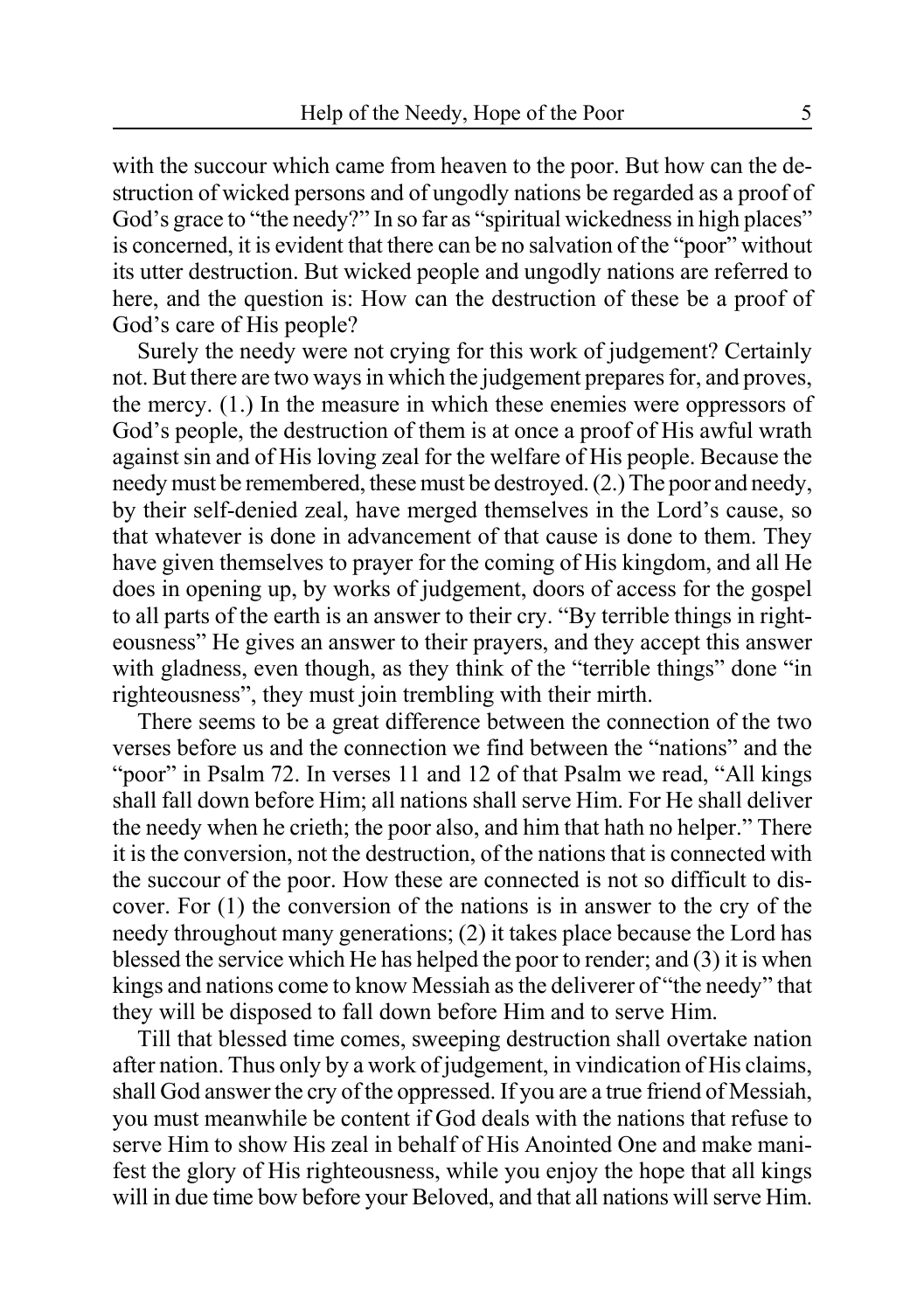with the succour which came from heaven to the poor. But how can the destruction of wicked persons and of ungodly nations be regarded as a proof of God's grace to "the needy?" In so far as "spiritual wickedness in high places" is concerned, it is evident that there can be no salvation of the "poor" without its utter destruction. But wicked people and ungodly nations are referred to here, and the question is: How can the destruction of these be a proof of God's care of His people?

Surely the needy were not crying for this work of judgement? Certainly not. But there are two ways in which the judgement prepares for, and proves, the mercy. (1.) In the measure in which these enemies were oppressors of God's people, the destruction of them is at once a proof of His awful wrath against sin and of His loving zeal for the welfare of His people. Because the needy must be remembered, these must be destroyed. (2.) The poor and needy, by their self-denied zeal, have merged themselves in the Lord's cause, so that whatever is done in advancement of that cause is done to them. They have given themselves to prayer for the coming of His kingdom, and all He does in opening up, by works of judgement, doors of access for the gospel to all parts of the earth is an answer to their cry. "By terrible things in righteousness" He gives an answer to their prayers, and they accept this answer with gladness, even though, as they think of the "terrible things" done "in righteousness", they must join trembling with their mirth.

There seems to be a great difference between the connection of the two verses before us and the connection we find between the "nations" and the "poor" in Psalm 72. In verses 11 and 12 of that Psalm we read, "All kings shall fall down before Him; all nations shall serve Him. For He shall deliver the needy when he crieth; the poor also, and him that hath no helper." There it is the conversion, not the destruction, of the nations that is connected with the succour of the poor. How these are connected is not so difficult to discover. For (1) the conversion of the nations is in answer to the cry of the needy throughout many generations; (2) it takes place because the Lord has blessed the service which He has helped the poor to render; and (3) it is when kings and nations come to know Messiah as the deliverer of "the needy" that they will be disposed to fall down before Him and to serve Him.

Till that blessed time comes, sweeping destruction shall overtake nation after nation. Thus only by a work of judgement, in vindication of His claims, shall God answer the cry of the oppressed. If you are a true friend of Messiah, you must meanwhile be content if God deals with the nations that refuse to serve Him to show His zeal in behalf of His Anointed One and make manifest the glory of His righteousness, while you enjoy the hope that all kings will in due time bow before your Beloved, and that all nations will serve Him.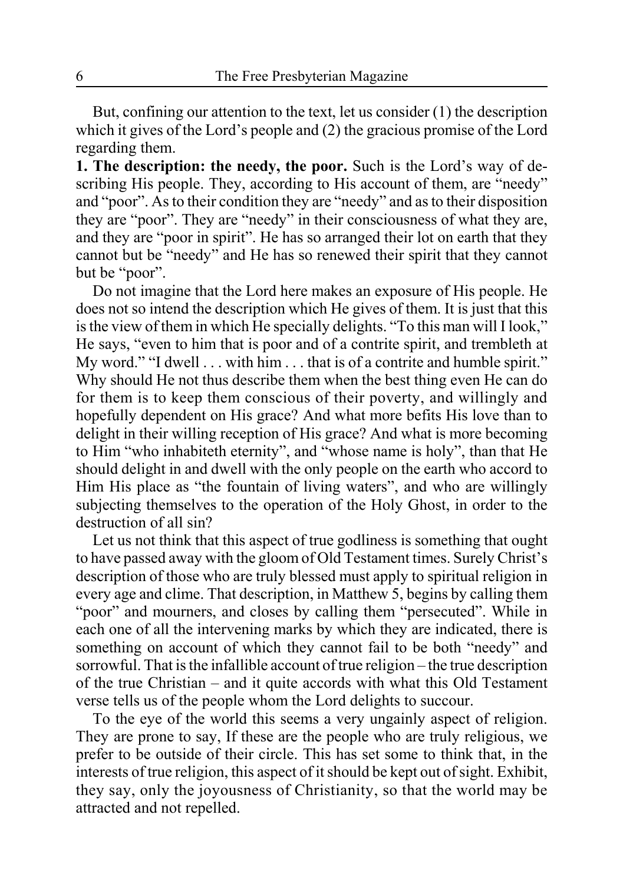But, confining our attention to the text, let us consider (1) the description which it gives of the Lord's people and (2) the gracious promise of the Lord regarding them.

**1. The description: the needy, the poor.** Such is the Lord's way of describing His people. They, according to His account of them, are "needy" and "poor". As to their condition they are "needy" and as to their disposition they are "poor". They are "needy" in their consciousness of what they are, and they are "poor in spirit". He has so arranged their lot on earth that they cannot but be "needy" and He has so renewed their spirit that they cannot but be "poor".

Do not imagine that the Lord here makes an exposure of His people. He does not so intend the description which He gives of them. It is just that this is the view of them in which He specially delights. "To this man will I look," He says, "even to him that is poor and of a contrite spirit, and trembleth at My word." "I dwell . . . with him . . . that is of a contrite and humble spirit." Why should He not thus describe them when the best thing even He can do for them is to keep them conscious of their poverty, and willingly and hopefully dependent on His grace? And what more befits His love than to delight in their willing reception of His grace? And what is more becoming to Him "who inhabiteth eternity", and "whose name is holy", than that He should delight in and dwell with the only people on the earth who accord to Him His place as "the fountain of living waters", and who are willingly subjecting themselves to the operation of the Holy Ghost, in order to the destruction of all sin?

Let us not think that this aspect of true godliness is something that ought to have passed away with the gloom of Old Testament times. Surely Christ's description of those who are truly blessed must apply to spiritual religion in every age and clime. That description, in Matthew 5, begins by calling them "poor" and mourners, and closes by calling them "persecuted". While in each one of all the intervening marks by which they are indicated, there is something on account of which they cannot fail to be both "needy" and sorrowful. That is the infallible account of true religion – the true description of the true Christian – and it quite accords with what this Old Testament verse tells us of the people whom the Lord delights to succour.

To the eye of the world this seems a very ungainly aspect of religion. They are prone to say, If these are the people who are truly religious, we prefer to be outside of their circle. This has set some to think that, in the interests of true religion, this aspect of it should be kept out of sight. Exhibit, they say, only the joyousness of Christianity, so that the world may be attracted and not repelled.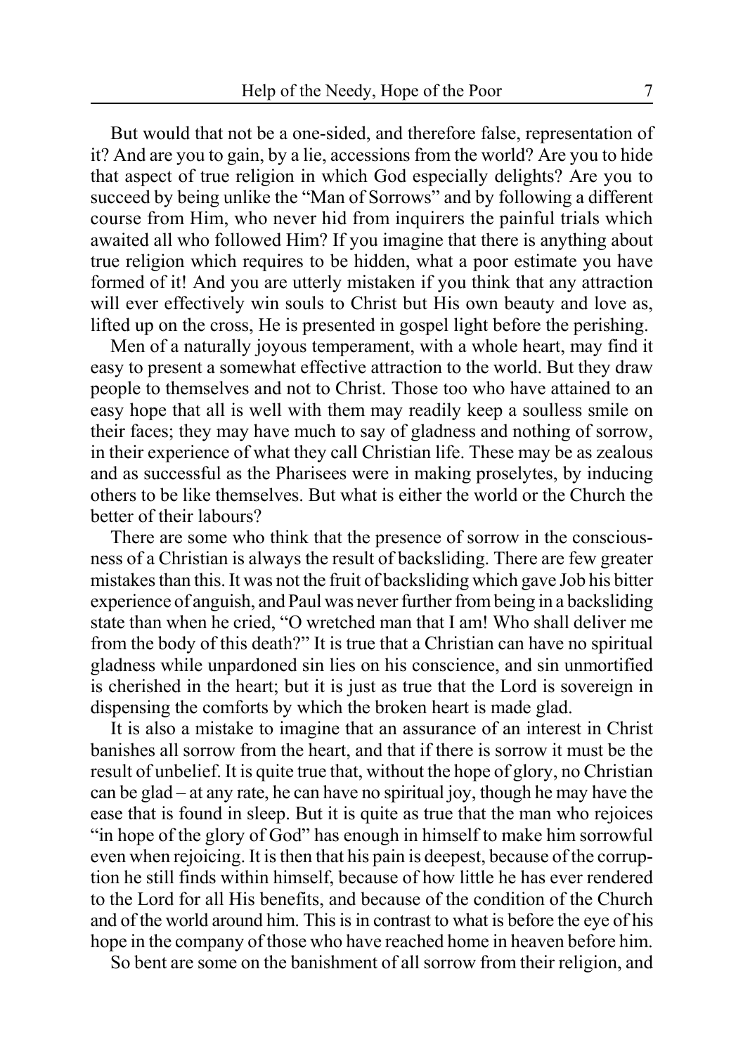But would that not be a one-sided, and therefore false, representation of it? And are you to gain, by a lie, accessions from the world? Are you to hide that aspect of true religion in which God especially delights? Are you to succeed by being unlike the "Man of Sorrows" and by following a different course from Him, who never hid from inquirers the painful trials which awaited all who followed Him? If you imagine that there is anything about true religion which requires to be hidden, what a poor estimate you have formed of it! And you are utterly mistaken if you think that any attraction will ever effectively win souls to Christ but His own beauty and love as, lifted up on the cross, He is presented in gospel light before the perishing.

Men of a naturally joyous temperament, with a whole heart, may find it easy to present a somewhat effective attraction to the world. But they draw people to themselves and not to Christ. Those too who have attained to an easy hope that all is well with them may readily keep a soulless smile on their faces; they may have much to say of gladness and nothing of sorrow, in their experience of what they call Christian life. These may be as zealous and as successful as the Pharisees were in making proselytes, by inducing others to be like themselves. But what is either the world or the Church the better of their labours?

There are some who think that the presence of sorrow in the consciousness of a Christian is always the result of backsliding. There are few greater mistakes than this. It was not the fruit of backsliding which gave Job his bitter experience of anguish, and Paul was never further from being in a backsliding state than when he cried, "O wretched man that I am! Who shall deliver me from the body of this death?" It is true that a Christian can have no spiritual gladness while unpardoned sin lies on his conscience, and sin unmortified is cherished in the heart; but it is just as true that the Lord is sovereign in dispensing the comforts by which the broken heart is made glad.

It is also a mistake to imagine that an assurance of an interest in Christ banishes all sorrow from the heart, and that if there is sorrow it must be the result of unbelief. It is quite true that, without the hope of glory, no Christian can be glad – at any rate, he can have no spiritual joy, though he may have the ease that is found in sleep. But it is quite as true that the man who rejoices "in hope of the glory of God" has enough in himself to make him sorrowful even when rejoicing. It is then that his pain is deepest, because of the corruption he still finds within himself, because of how little he has ever rendered to the Lord for all His benefits, and because of the condition of the Church and of the world around him. This is in contrast to what is before the eye of his hope in the company of those who have reached home in heaven before him.

So bent are some on the banishment of all sorrow from their religion, and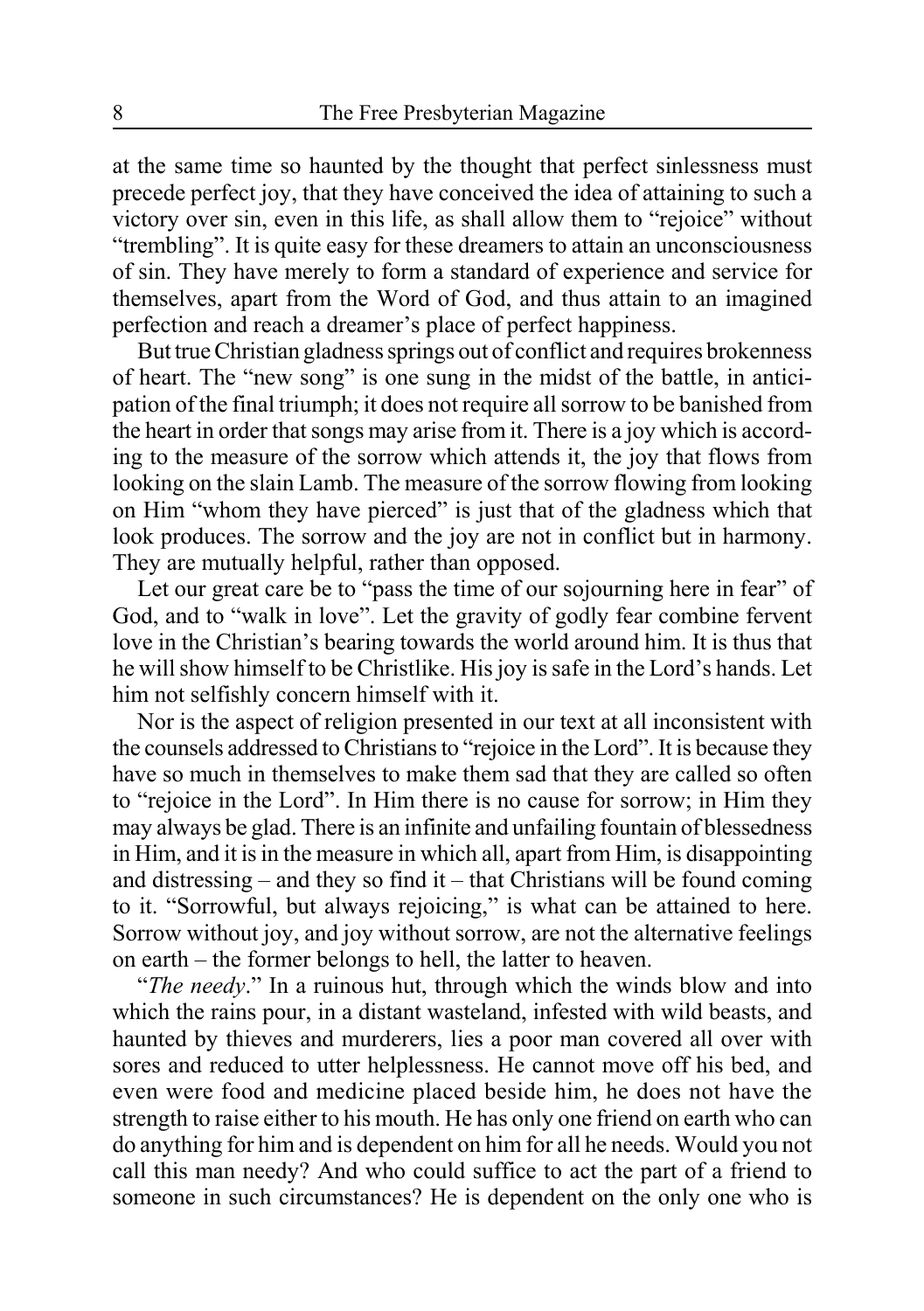at the same time so haunted by the thought that perfect sinlessness must precede perfect joy, that they have conceived the idea of attaining to such a victory over sin, even in this life, as shall allow them to "rejoice" without "trembling". It is quite easy for these dreamers to attain an unconsciousness of sin. They have merely to form a standard of experience and service for themselves, apart from the Word of God, and thus attain to an imagined perfection and reach a dreamer's place of perfect happiness.

But true Christian gladness springs out of conflict and requires brokenness of heart. The "new song" is one sung in the midst of the battle, in anticipation of the final triumph; it does not require all sorrow to be banished from the heart in order that songs may arise from it. There is a joy which is according to the measure of the sorrow which attends it, the joy that flows from looking on the slain Lamb. The measure of the sorrow flowing from looking on Him "whom they have pierced" is just that of the gladness which that look produces. The sorrow and the joy are not in conflict but in harmony. They are mutually helpful, rather than opposed.

Let our great care be to "pass the time of our sojourning here in fear" of God, and to "walk in love". Let the gravity of godly fear combine fervent love in the Christian's bearing towards the world around him. It is thus that he will show himself to be Christlike. His joy is safe in the Lord's hands. Let him not selfishly concern himself with it.

Nor is the aspect of religion presented in our text at all inconsistent with the counsels addressed to Christians to "rejoice in the Lord". It is because they have so much in themselves to make them sad that they are called so often to "rejoice in the Lord". In Him there is no cause for sorrow; in Him they may always be glad. There is an infinite and unfailing fountain of blessedness in Him, and it is in the measure in which all, apart from Him, is disappointing and distressing – and they so find it – that Christians will be found coming to it. "Sorrowful, but always rejoicing," is what can be attained to here. Sorrow without joy, and joy without sorrow, are not the alternative feelings on earth – the former belongs to hell, the latter to heaven.

"*The needy*." In a ruinous hut, through which the winds blow and into which the rains pour, in a distant wasteland, infested with wild beasts, and haunted by thieves and murderers, lies a poor man covered all over with sores and reduced to utter helplessness. He cannot move off his bed, and even were food and medicine placed beside him, he does not have the strength to raise either to his mouth. He has only one friend on earth who can do anything for him and is dependent on him for all he needs. Would you not call this man needy? And who could suffice to act the part of a friend to someone in such circumstances? He is dependent on the only one who is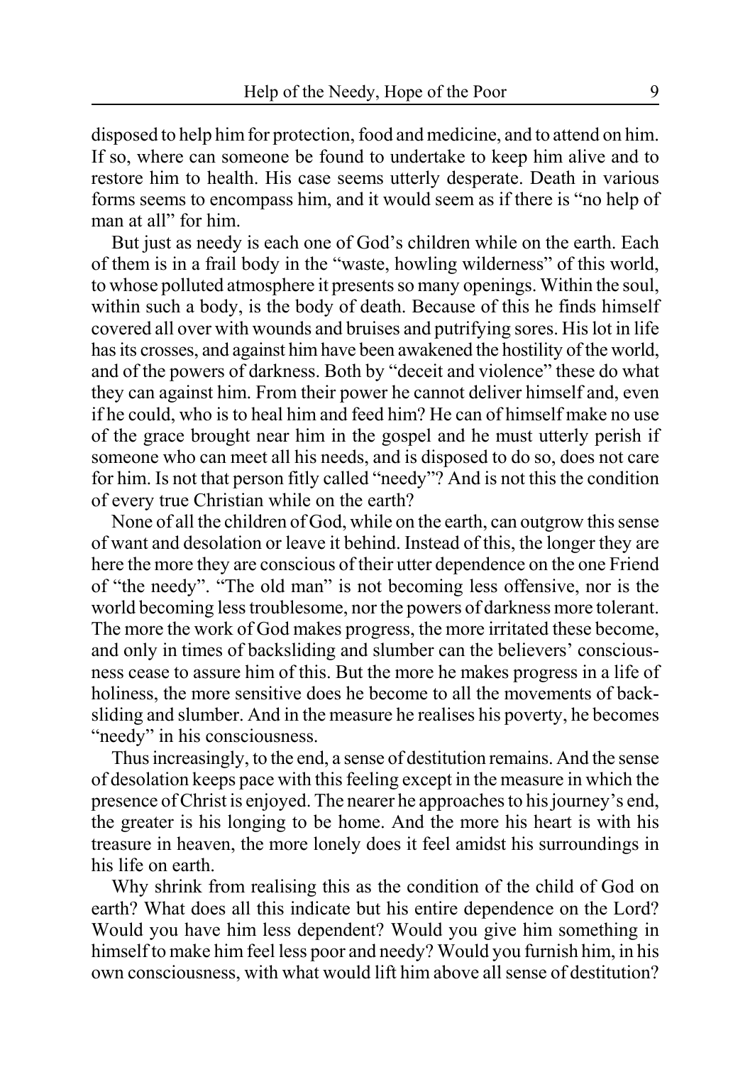disposed to help him for protection, food and medicine, and to attend on him. If so, where can someone be found to undertake to keep him alive and to restore him to health. His case seems utterly desperate. Death in various forms seems to encompass him, and it would seem as if there is "no help of man at all" for him.

But just as needy is each one of God's children while on the earth. Each of them is in a frail body in the "waste, howling wilderness" of this world, to whose polluted atmosphere it presents so many openings. Within the soul, within such a body, is the body of death. Because of this he finds himself covered all over with wounds and bruises and putrifying sores. His lot in life has its crosses, and against him have been awakened the hostility of the world, and of the powers of darkness. Both by "deceit and violence" these do what they can against him. From their power he cannot deliver himself and, even if he could, who is to heal him and feed him? He can of himself make no use of the grace brought near him in the gospel and he must utterly perish if someone who can meet all his needs, and is disposed to do so, does not care for him. Is not that person fitly called "needy"? And is not this the condition of every true Christian while on the earth?

None of all the children of God, while on the earth, can outgrow this sense of want and desolation or leave it behind. Instead of this, the longer they are here the more they are conscious of their utter dependence on the one Friend of "the needy". "The old man" is not becoming less offensive, nor is the world becoming less troublesome, nor the powers of darkness more tolerant. The more the work of God makes progress, the more irritated these become, and only in times of backsliding and slumber can the believers' consciousness cease to assure him of this. But the more he makes progress in a life of holiness, the more sensitive does he become to all the movements of backsliding and slumber. And in the measure he realises his poverty, he becomes "needy" in his consciousness.

Thus increasingly, to the end, a sense of destitution remains. And the sense of desolation keeps pace with this feeling except in the measure in which the presence of Christ is enjoyed. The nearer he approaches to his journey's end, the greater is his longing to be home. And the more his heart is with his treasure in heaven, the more lonely does it feel amidst his surroundings in his life on earth.

Why shrink from realising this as the condition of the child of God on earth? What does all this indicate but his entire dependence on the Lord? Would you have him less dependent? Would you give him something in himself to make him feel less poor and needy? Would you furnish him, in his own consciousness, with what would lift him above all sense of destitution?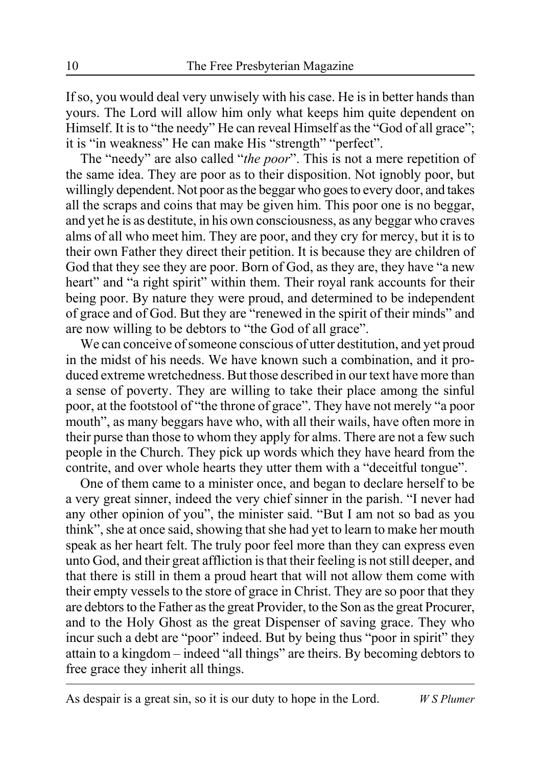If so, you would deal very unwisely with his case. He is in better hands than yours. The Lord will allow him only what keeps him quite dependent on Himself. It is to "the needy" He can reveal Himself as the "God of all grace"; it is "in weakness" He can make His "strength" "perfect".

The "needy" are also called "*the poor*". This is not a mere repetition of the same idea. They are poor as to their disposition. Not ignobly poor, but willingly dependent. Not poor as the beggar who goes to every door, and takes all the scraps and coins that may be given him. This poor one is no beggar, and yet he is as destitute, in his own consciousness, as any beggar who craves alms of all who meet him. They are poor, and they cry for mercy, but it is to their own Father they direct their petition. It is because they are children of God that they see they are poor. Born of God, as they are, they have "a new heart" and "a right spirit" within them. Their royal rank accounts for their being poor. By nature they were proud, and determined to be independent of grace and of God. But they are "renewed in the spirit of their minds" and are now willing to be debtors to "the God of all grace".

We can conceive of someone conscious of utter destitution, and yet proud in the midst of his needs. We have known such a combination, and it produced extreme wretchedness. But those described in our text have more than a sense of poverty. They are willing to take their place among the sinful poor, at the footstool of "the throne of grace". They have not merely "a poor mouth", as many beggars have who, with all their wails, have often more in their purse than those to whom they apply for alms. There are not a few such people in the Church. They pick up words which they have heard from the contrite, and over whole hearts they utter them with a "deceitful tongue".

One of them came to a minister once, and began to declare herself to be a very great sinner, indeed the very chief sinner in the parish. "I never had any other opinion of you", the minister said. "But I am not so bad as you think", she at once said, showing that she had yet to learn to make her mouth speak as her heart felt. The truly poor feel more than they can express even unto God, and their great affliction is that their feeling is not still deeper, and that there is still in them a proud heart that will not allow them come with their empty vessels to the store of grace in Christ. They are so poor that they are debtors to the Father as the great Provider, to the Son as the great Procurer, and to the Holy Ghost as the great Dispenser of saving grace. They who incur such a debt are "poor" indeed. But by being thus "poor in spirit" they attain to a kingdom – indeed "all things" are theirs. By becoming debtors to free grace they inherit all things.

---

As despair is a great sin, so it is our duty to hope in the Lord. *W S Plumer*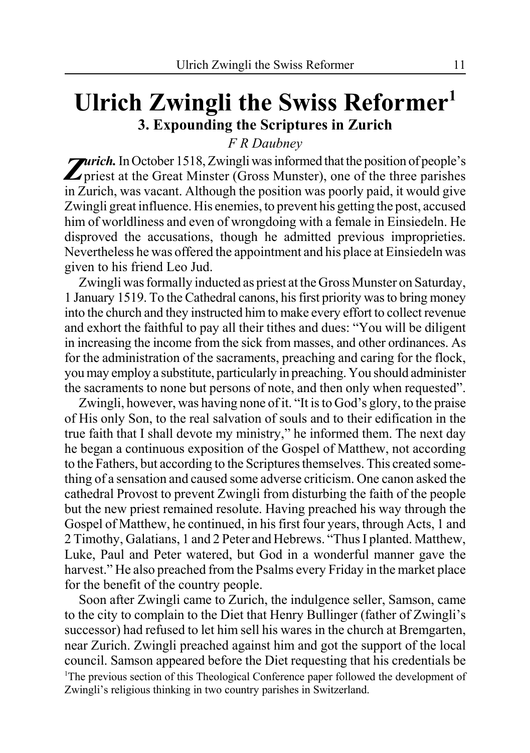# Ulrich Zwingli the Swiss Reformer[1]

### 3. Expounding the Scriptures in Zurich

*F R Daubney*

***Zurich.*** In October 1518, Zwingli was informed that the position of people's priest at the Great Minster (Gross Munster), one of the three parishes in Zurich, was vacant. Although the position was poorly paid, it would give Zwingli great influence. His enemies, to prevent his getting the post, accused him of worldliness and even of wrongdoing with a female in Einsiedeln. He disproved the accusations, though he admitted previous improprieties. Nevertheless he was offered the appointment and his place at Einsiedeln was given to his friend Leo Jud.

Zwingli was formally inducted as priest at the Gross Munster on Saturday, 1 January 1519. To the Cathedral canons, his first priority was to bring money into the church and they instructed him to make every effort to collect revenue and exhort the faithful to pay all their tithes and dues: "You will be diligent in increasing the income from the sick from masses, and other ordinances. As for the administration of the sacraments, preaching and caring for the flock, you may employ a substitute, particularly in preaching. You should administer the sacraments to none but persons of note, and then only when requested".

Zwingli, however, was having none of it. "It is to God's glory, to the praise of His only Son, to the real salvation of souls and to their edification in the true faith that I shall devote my ministry," he informed them. The next day he began a continuous exposition of the Gospel of Matthew, not according to the Fathers, but according to the Scriptures themselves. This created something of a sensation and caused some adverse criticism. One canon asked the cathedral Provost to prevent Zwingli from disturbing the faith of the people but the new priest remained resolute. Having preached his way through the Gospel of Matthew, he continued, in his first four years, through Acts, 1 and 2 Timothy, Galatians, 1 and 2 Peter and Hebrews. "Thus I planted. Matthew, Luke, Paul and Peter watered, but God in a wonderful manner gave the harvest." He also preached from the Psalms every Friday in the market place for the benefit of the country people.

Soon after Zwingli came to Zurich, the indulgence seller, Samson, came to the city to complain to the Diet that Henry Bullinger (father of Zwingli's successor) had refused to let him sell his wares in the church at Bremgarten, near Zurich. Zwingli preached against him and got the support of the local council. Samson appeared before the Diet requesting that his credentials be

[1]The previous section of this Theological Conference paper followed the development of Zwingli's religious thinking in two country parishes in Switzerland.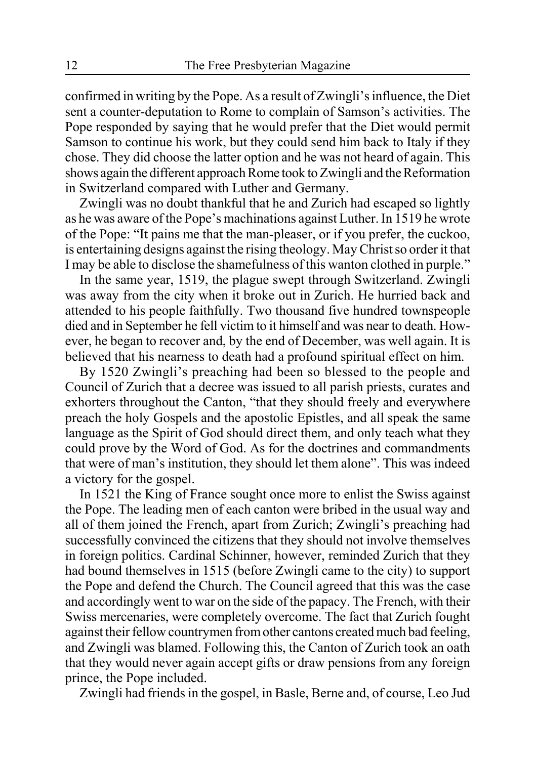confirmed in writing by the Pope. As a result of Zwingli's influence, the Diet sent a counter-deputation to Rome to complain of Samson's activities. The Pope responded by saying that he would prefer that the Diet would permit Samson to continue his work, but they could send him back to Italy if they chose. They did choose the latter option and he was not heard of again. This shows again the different approach Rome took to Zwingli and the Reformation in Switzerland compared with Luther and Germany.

Zwingli was no doubt thankful that he and Zurich had escaped so lightly as he was aware of the Pope's machinations against Luther. In 1519 he wrote of the Pope: "It pains me that the man-pleaser, or if you prefer, the cuckoo, is entertaining designs against the rising theology. May Christ so order it that I may be able to disclose the shamefulness of this wanton clothed in purple."

In the same year, 1519, the plague swept through Switzerland. Zwingli was away from the city when it broke out in Zurich. He hurried back and attended to his people faithfully. Two thousand five hundred townspeople died and in September he fell victim to it himself and was near to death. However, he began to recover and, by the end of December, was well again. It is believed that his nearness to death had a profound spiritual effect on him.

By 1520 Zwingli's preaching had been so blessed to the people and Council of Zurich that a decree was issued to all parish priests, curates and exhorters throughout the Canton, "that they should freely and everywhere preach the holy Gospels and the apostolic Epistles, and all speak the same language as the Spirit of God should direct them, and only teach what they could prove by the Word of God. As for the doctrines and commandments that were of man's institution, they should let them alone". This was indeed a victory for the gospel.

In 1521 the King of France sought once more to enlist the Swiss against the Pope. The leading men of each canton were bribed in the usual way and all of them joined the French, apart from Zurich; Zwingli's preaching had successfully convinced the citizens that they should not involve themselves in foreign politics. Cardinal Schinner, however, reminded Zurich that they had bound themselves in 1515 (before Zwingli came to the city) to support the Pope and defend the Church. The Council agreed that this was the case and accordingly went to war on the side of the papacy. The French, with their Swiss mercenaries, were completely overcome. The fact that Zurich fought against their fellow countrymen from other cantons created much bad feeling, and Zwingli was blamed. Following this, the Canton of Zurich took an oath that they would never again accept gifts or draw pensions from any foreign prince, the Pope included.

Zwingli had friends in the gospel, in Basle, Berne and, of course, Leo Jud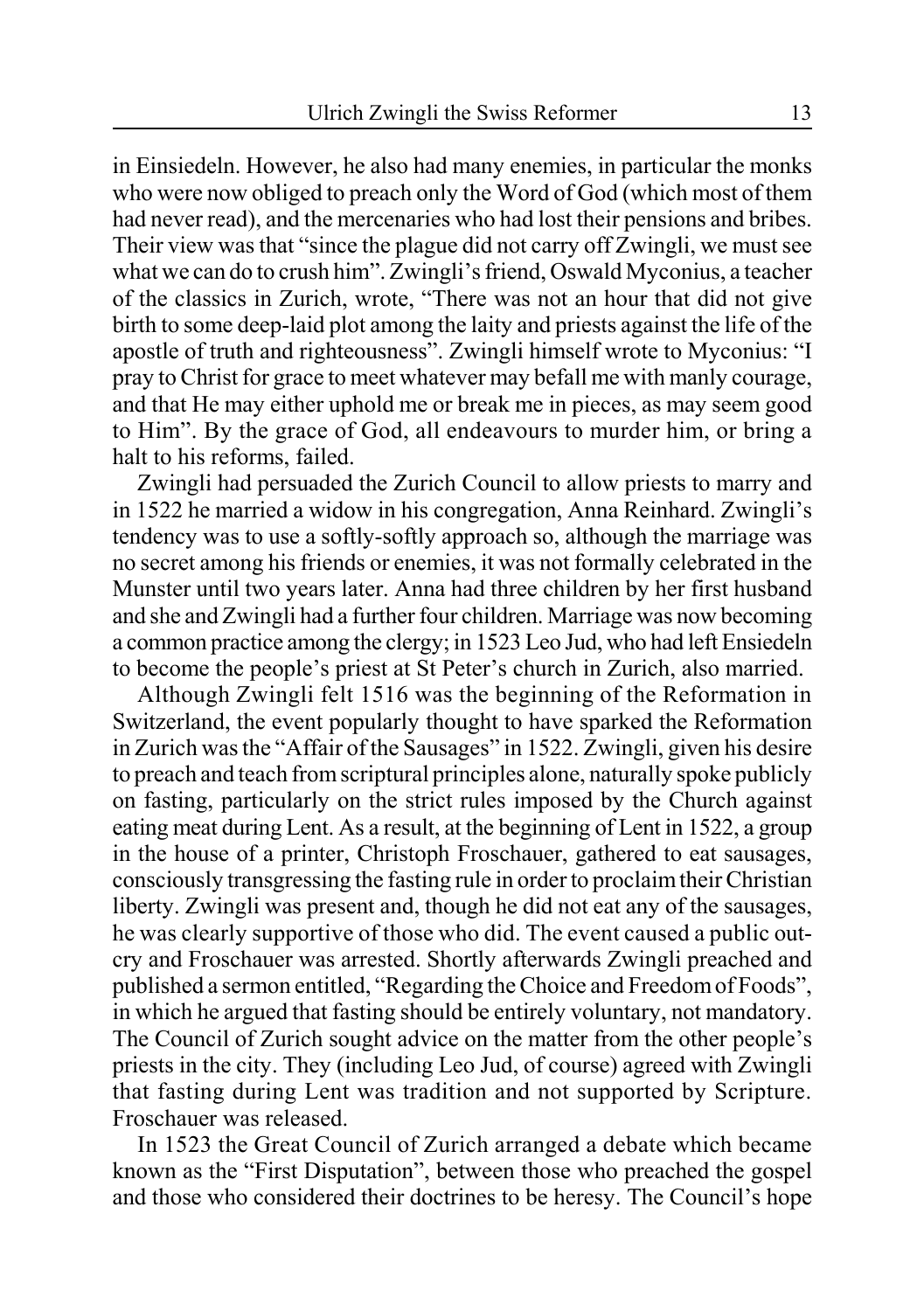in Einsiedeln. However, he also had many enemies, in particular the monks who were now obliged to preach only the Word of God (which most of them had never read), and the mercenaries who had lost their pensions and bribes. Their view was that "since the plague did not carry off Zwingli, we must see what we can do to crush him". Zwingli's friend, Oswald Myconius, a teacher of the classics in Zurich, wrote, "There was not an hour that did not give birth to some deep-laid plot among the laity and priests against the life of the apostle of truth and righteousness". Zwingli himself wrote to Myconius: "I pray to Christ for grace to meet whatever may befall me with manly courage, and that He may either uphold me or break me in pieces, as may seem good to Him". By the grace of God, all endeavours to murder him, or bring a halt to his reforms, failed.

Zwingli had persuaded the Zurich Council to allow priests to marry and in 1522 he married a widow in his congregation, Anna Reinhard. Zwingli's tendency was to use a softly-softly approach so, although the marriage was no secret among his friends or enemies, it was not formally celebrated in the Munster until two years later. Anna had three children by her first husband and she and Zwingli had a further four children. Marriage was now becoming a common practice among the clergy; in 1523 Leo Jud, who had left Ensiedeln to become the people's priest at St Peter's church in Zurich, also married.

Although Zwingli felt 1516 was the beginning of the Reformation in Switzerland, the event popularly thought to have sparked the Reformation in Zurich was the "Affair of the Sausages" in 1522. Zwingli, given his desire to preach and teach from scriptural principles alone, naturally spoke publicly on fasting, particularly on the strict rules imposed by the Church against eating meat during Lent. As a result, at the beginning of Lent in 1522, a group in the house of a printer, Christoph Froschauer, gathered to eat sausages, consciously transgressing the fasting rule in order to proclaim their Christian liberty. Zwingli was present and, though he did not eat any of the sausages, he was clearly supportive of those who did. The event caused a public outcry and Froschauer was arrested. Shortly afterwards Zwingli preached and published a sermon entitled, "Regarding the Choice and Freedom of Foods", in which he argued that fasting should be entirely voluntary, not mandatory. The Council of Zurich sought advice on the matter from the other people's priests in the city. They (including Leo Jud, of course) agreed with Zwingli that fasting during Lent was tradition and not supported by Scripture. Froschauer was released.

In 1523 the Great Council of Zurich arranged a debate which became known as the "First Disputation", between those who preached the gospel and those who considered their doctrines to be heresy. The Council's hope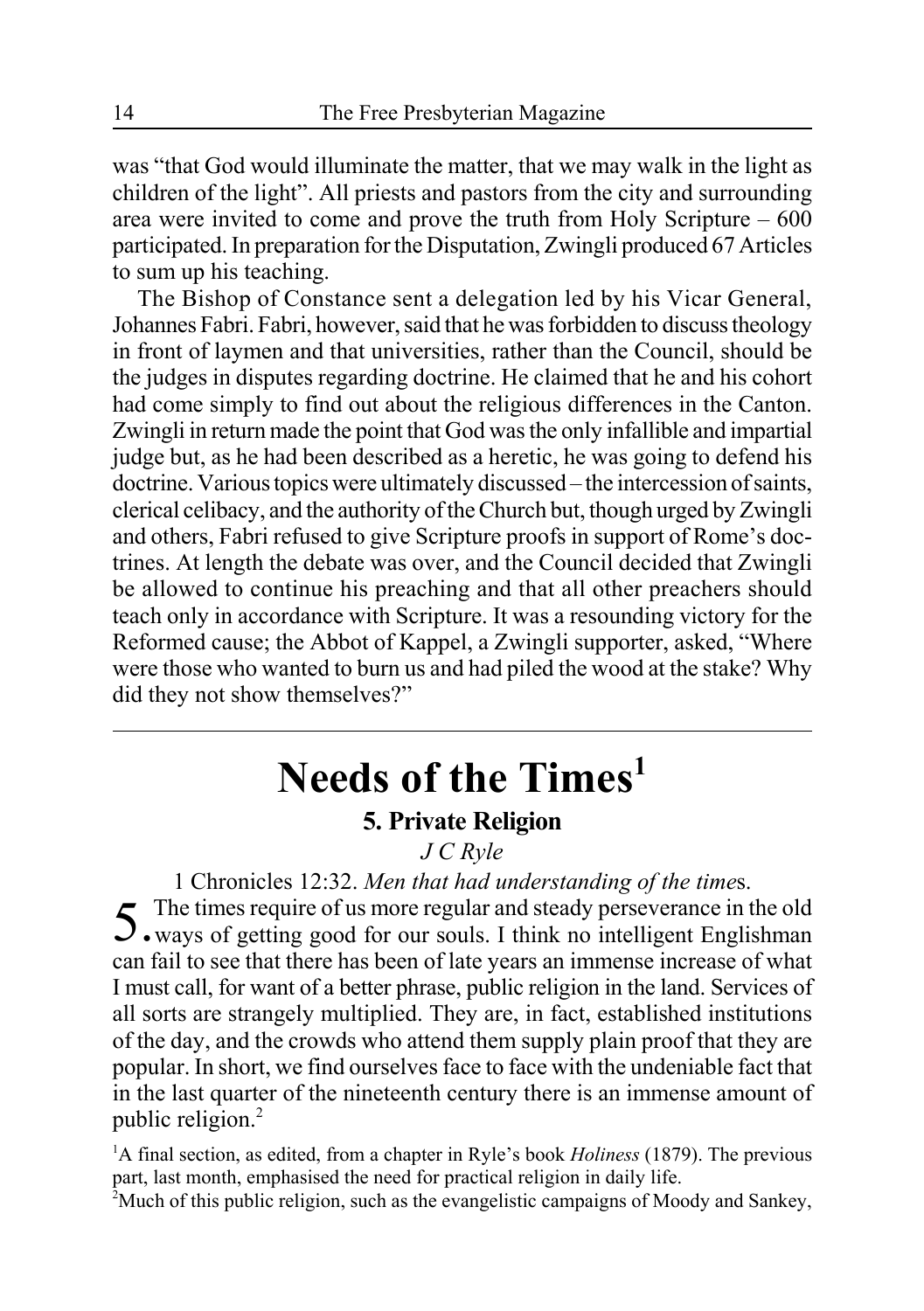was "that God would illuminate the matter, that we may walk in the light as children of the light". All priests and pastors from the city and surrounding area were invited to come and prove the truth from Holy Scripture – 600 participated. In preparation for the Disputation, Zwingli produced 67 Articles to sum up his teaching.

The Bishop of Constance sent a delegation led by his Vicar General, Johannes Fabri. Fabri, however, said that he was forbidden to discuss theology in front of laymen and that universities, rather than the Council, should be the judges in disputes regarding doctrine. He claimed that he and his cohort had come simply to find out about the religious differences in the Canton. Zwingli in return made the point that God was the only infallible and impartial judge but, as he had been described as a heretic, he was going to defend his doctrine. Various topics were ultimately discussed – the intercession of saints, clerical celibacy, and the authority of the Church but, though urged by Zwingli and others, Fabri refused to give Scripture proofs in support of Rome's doctrines. At length the debate was over, and the Council decided that Zwingli be allowed to continue his preaching and that all other preachers should teach only in accordance with Scripture. It was a resounding victory for the Reformed cause; the Abbot of Kappel, a Zwingli supporter, asked, "Where were those who wanted to burn us and had piled the wood at the stake? Why did they not show themselves?"

---

# Needs of the Times[1]

## 5. Private Religion

*J C Ryle*

1 Chronicles 12:32. *Men that had understanding of the times.*

5. The times require of us more regular and steady perseverance in the old ways of getting good for our souls. I think no intelligent Englishman can fail to see that there has been of late years an immense increase of what I must call, for want of a better phrase, public religion in the land. Services of all sorts are strangely multiplied. They are, in fact, established institutions of the day, and the crowds who attend them supply plain proof that they are popular. In short, we find ourselves face to face with the undeniable fact that in the last quarter of the nineteenth century there is an immense amount of public religion.[2]

[1]A final section, as edited, from a chapter in Ryle's book *Holiness* (1879). The previous part, last month, emphasised the need for practical religion in daily life.

[2]Much of this public religion, such as the evangelistic campaigns of Moody and Sankey,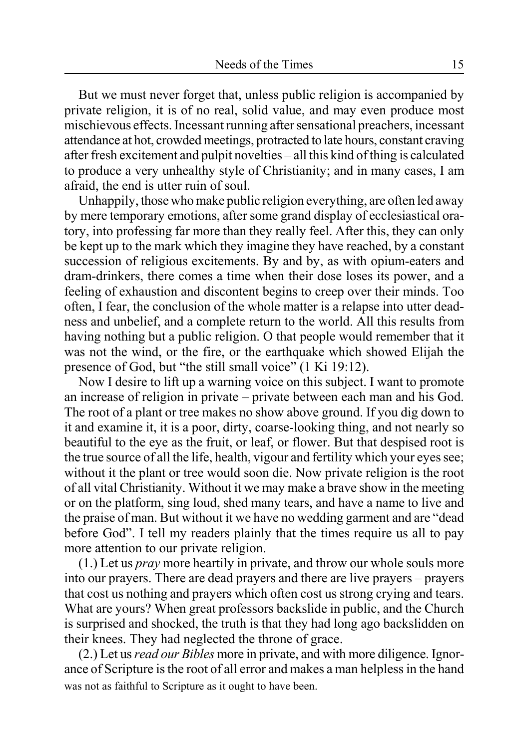But we must never forget that, unless public religion is accompanied by private religion, it is of no real, solid value, and may even produce most mischievous effects. Incessant running after sensational preachers, incessant attendance at hot, crowded meetings, protracted to late hours, constant craving after fresh excitement and pulpit novelties – all this kind of thing is calculated to produce a very unhealthy style of Christianity; and in many cases, I am afraid, the end is utter ruin of soul.

Unhappily, those who make public religion everything, are often led away by mere temporary emotions, after some grand display of ecclesiastical oratory, into professing far more than they really feel. After this, they can only be kept up to the mark which they imagine they have reached, by a constant succession of religious excitements. By and by, as with opium-eaters and dram-drinkers, there comes a time when their dose loses its power, and a feeling of exhaustion and discontent begins to creep over their minds. Too often, I fear, the conclusion of the whole matter is a relapse into utter deadness and unbelief, and a complete return to the world. All this results from having nothing but a public religion. O that people would remember that it was not the wind, or the fire, or the earthquake which showed Elijah the presence of God, but "the still small voice" (1 Ki 19:12).

Now I desire to lift up a warning voice on this subject. I want to promote an increase of religion in private – private between each man and his God. The root of a plant or tree makes no show above ground. If you dig down to it and examine it, it is a poor, dirty, coarse-looking thing, and not nearly so beautiful to the eye as the fruit, or leaf, or flower. But that despised root is the true source of all the life, health, vigour and fertility which your eyes see; without it the plant or tree would soon die. Now private religion is the root of all vital Christianity. Without it we may make a brave show in the meeting or on the platform, sing loud, shed many tears, and have a name to live and the praise of man. But without it we have no wedding garment and are "dead before God". I tell my readers plainly that the times require us all to pay more attention to our private religion.

(1.) Let us *pray* more heartily in private, and throw our whole souls more into our prayers. There are dead prayers and there are live prayers – prayers that cost us nothing and prayers which often cost us strong crying and tears. What are yours? When great professors backslide in public, and the Church is surprised and shocked, the truth is that they had long ago backslidden on their knees. They had neglected the throne of grace.

(2.) Let us *read our Bibles* more in private, and with more diligence. Ignorance of Scripture is the root of all error and makes a man helpless in the hand

was not as faithful to Scripture as it ought to have been.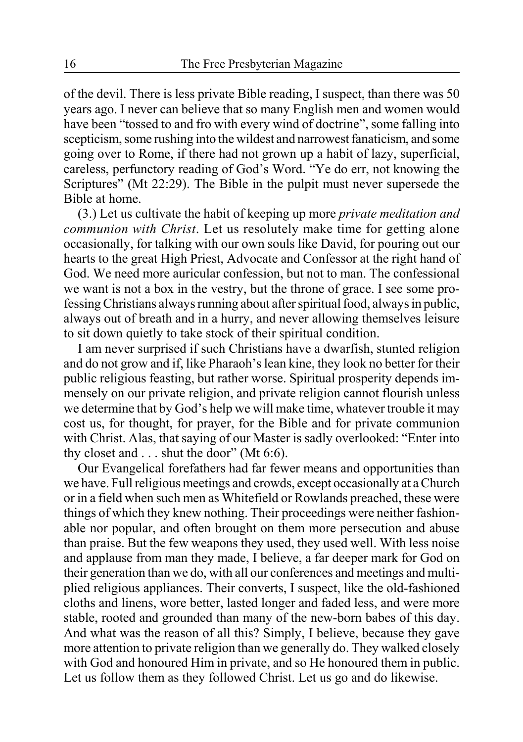of the devil. There is less private Bible reading, I suspect, than there was 50 years ago. I never can believe that so many English men and women would have been "tossed to and fro with every wind of doctrine", some falling into scepticism, some rushing into the wildest and narrowest fanaticism, and some going over to Rome, if there had not grown up a habit of lazy, superficial, careless, perfunctory reading of God's Word. "Ye do err, not knowing the Scriptures" (Mt 22:29). The Bible in the pulpit must never supersede the Bible at home.

(3.) Let us cultivate the habit of keeping up more *private meditation and communion with Christ*. Let us resolutely make time for getting alone occasionally, for talking with our own souls like David, for pouring out our hearts to the great High Priest, Advocate and Confessor at the right hand of God. We need more auricular confession, but not to man. The confessional we want is not a box in the vestry, but the throne of grace. I see some professing Christians always running about after spiritual food, always in public, always out of breath and in a hurry, and never allowing themselves leisure to sit down quietly to take stock of their spiritual condition.

I am never surprised if such Christians have a dwarfish, stunted religion and do not grow and if, like Pharaoh's lean kine, they look no better for their public religious feasting, but rather worse. Spiritual prosperity depends immensely on our private religion, and private religion cannot flourish unless we determine that by God's help we will make time, whatever trouble it may cost us, for thought, for prayer, for the Bible and for private communion with Christ. Alas, that saying of our Master is sadly overlooked: "Enter into thy closet and . . . shut the door" (Mt 6:6).

Our Evangelical forefathers had far fewer means and opportunities than we have. Full religious meetings and crowds, except occasionally at a Church or in a field when such men as Whitefield or Rowlands preached, these were things of which they knew nothing. Their proceedings were neither fashionable nor popular, and often brought on them more persecution and abuse than praise. But the few weapons they used, they used well. With less noise and applause from man they made, I believe, a far deeper mark for God on their generation than we do, with all our conferences and meetings and multiplied religious appliances. Their converts, I suspect, like the old-fashioned cloths and linens, wore better, lasted longer and faded less, and were more stable, rooted and grounded than many of the new-born babes of this day. And what was the reason of all this? Simply, I believe, because they gave more attention to private religion than we generally do. They walked closely with God and honoured Him in private, and so He honoured them in public. Let us follow them as they followed Christ. Let us go and do likewise.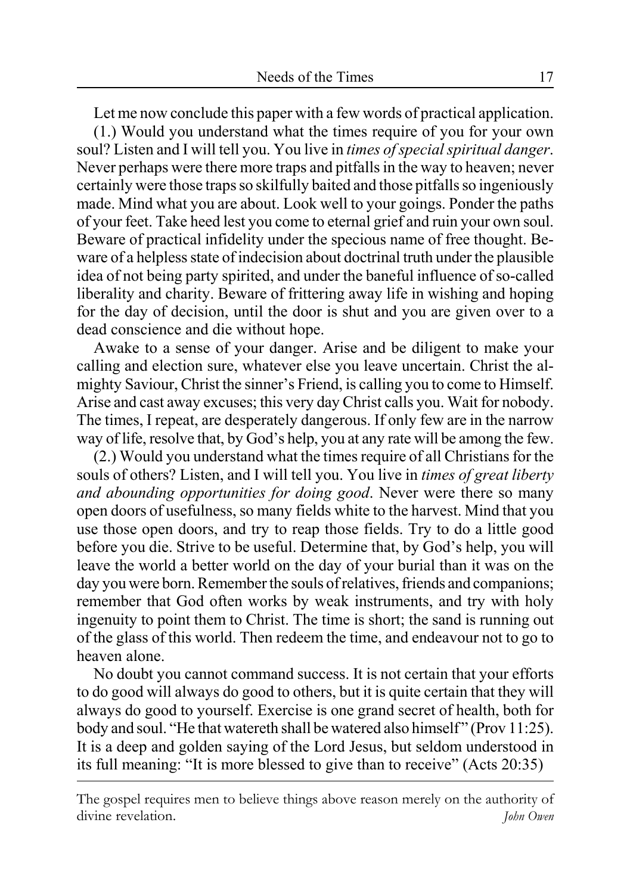Let me now conclude this paper with a few words of practical application.

(1.) Would you understand what the times require of you for your own soul? Listen and I will tell you. You live in *times of special spiritual danger*. Never perhaps were there more traps and pitfalls in the way to heaven; never certainly were those traps so skilfully baited and those pitfalls so ingeniously made. Mind what you are about. Look well to your goings. Ponder the paths of your feet. Take heed lest you come to eternal grief and ruin your own soul. Beware of practical infidelity under the specious name of free thought. Beware of a helpless state of indecision about doctrinal truth under the plausible idea of not being party spirited, and under the baneful influence of so-called liberality and charity. Beware of frittering away life in wishing and hoping for the day of decision, until the door is shut and you are given over to a dead conscience and die without hope.

Awake to a sense of your danger. Arise and be diligent to make your calling and election sure, whatever else you leave uncertain. Christ the almighty Saviour, Christ the sinner's Friend, is calling you to come to Himself. Arise and cast away excuses; this very day Christ calls you. Wait for nobody. The times, I repeat, are desperately dangerous. If only few are in the narrow way of life, resolve that, by God's help, you at any rate will be among the few.

(2.) Would you understand what the times require of all Christians for the souls of others? Listen, and I will tell you. You live in *times of great liberty and abounding opportunities for doing good*. Never were there so many open doors of usefulness, so many fields white to the harvest. Mind that you use those open doors, and try to reap those fields. Try to do a little good before you die. Strive to be useful. Determine that, by God's help, you will leave the world a better world on the day of your burial than it was on the day you were born. Remember the souls of relatives, friends and companions; remember that God often works by weak instruments, and try with holy ingenuity to point them to Christ. The time is short; the sand is running out of the glass of this world. Then redeem the time, and endeavour not to go to heaven alone.

No doubt you cannot command success. It is not certain that your efforts to do good will always do good to others, but it is quite certain that they will always do good to yourself. Exercise is one grand secret of health, both for body and soul. "He that watereth shall be watered also himself" (Prov 11:25). It is a deep and golden saying of the Lord Jesus, but seldom understood in its full meaning: "It is more blessed to give than to receive" (Acts 20:35)

---

The gospel requires men to believe things above reason merely on the authority of divine revelation. *John Owen*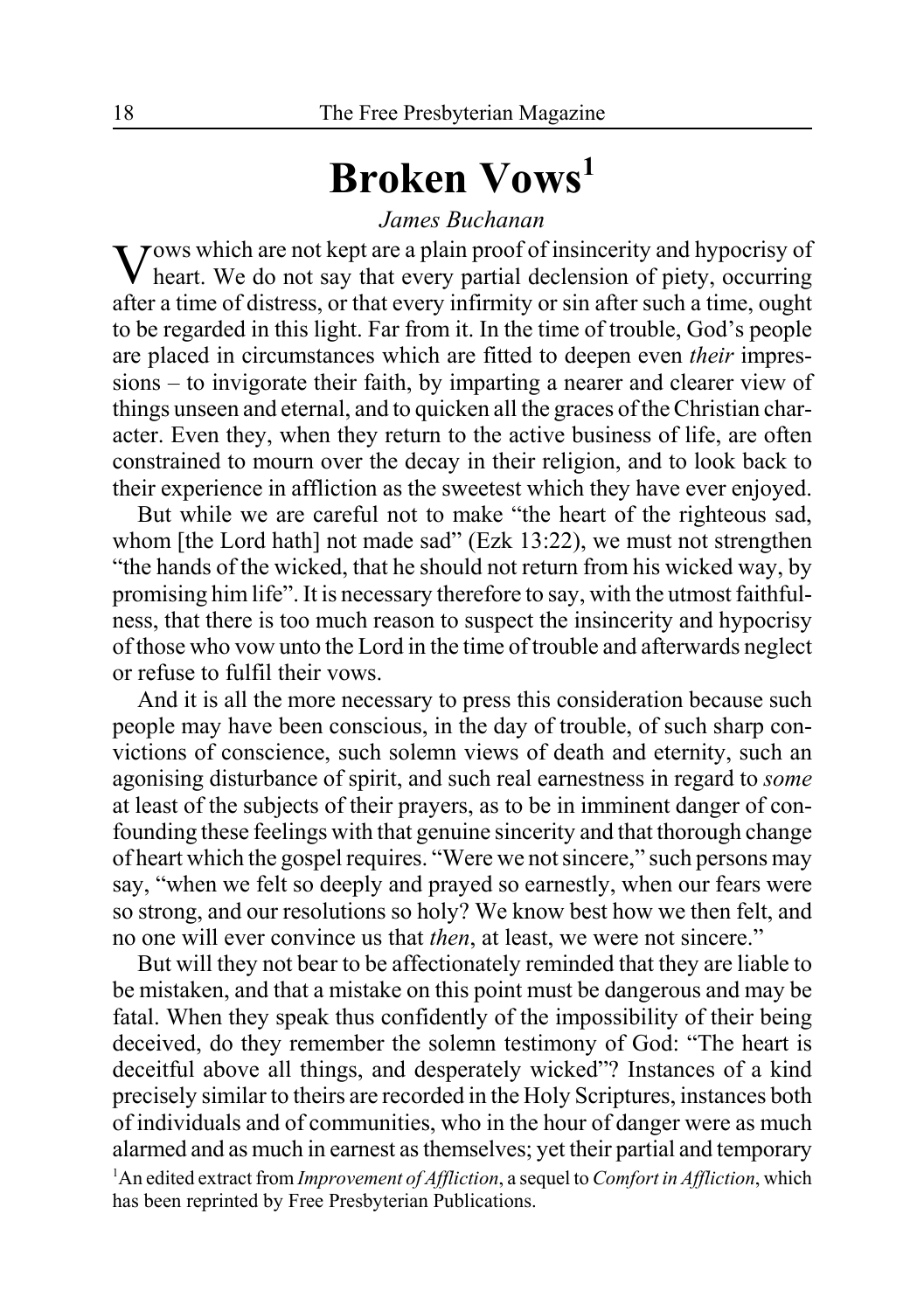# Broken Vows[1]

*James Buchanan*

Vows which are not kept are a plain proof of insincerity and hypocrisy of heart. We do not say that every partial declension of piety, occurring after a time of distress, or that every infirmity or sin after such a time, ought to be regarded in this light. Far from it. In the time of trouble, God's people are placed in circumstances which are fitted to deepen even *their* impressions – to invigorate their faith, by imparting a nearer and clearer view of things unseen and eternal, and to quicken all the graces of the Christian character. Even they, when they return to the active business of life, are often constrained to mourn over the decay in their religion, and to look back to their experience in affliction as the sweetest which they have ever enjoyed.

But while we are careful not to make "the heart of the righteous sad, whom [the Lord hath] not made sad" (Ezk 13:22), we must not strengthen "the hands of the wicked, that he should not return from his wicked way, by promising him life". It is necessary therefore to say, with the utmost faithfulness, that there is too much reason to suspect the insincerity and hypocrisy of those who vow unto the Lord in the time of trouble and afterwards neglect or refuse to fulfil their vows.

And it is all the more necessary to press this consideration because such people may have been conscious, in the day of trouble, of such sharp convictions of conscience, such solemn views of death and eternity, such an agonising disturbance of spirit, and such real earnestness in regard to *some* at least of the subjects of their prayers, as to be in imminent danger of confounding these feelings with that genuine sincerity and that thorough change of heart which the gospel requires. "Were we not sincere," such persons may say, "when we felt so deeply and prayed so earnestly, when our fears were so strong, and our resolutions so holy? We know best how we then felt, and no one will ever convince us that *then*, at least, we were not sincere."

But will they not bear to be affectionately reminded that they are liable to be mistaken, and that a mistake on this point must be dangerous and may be fatal. When they speak thus confidently of the impossibility of their being deceived, do they remember the solemn testimony of God: "The heart is deceitful above all things, and desperately wicked"? Instances of a kind precisely similar to theirs are recorded in the Holy Scriptures, instances both of individuals and of communities, who in the hour of danger were as much alarmed and as much in earnest as themselves; yet their partial and temporary

[1]An edited extract from *Improvement of Affliction*, a sequel to *Comfort in Affliction*, which has been reprinted by Free Presbyterian Publications.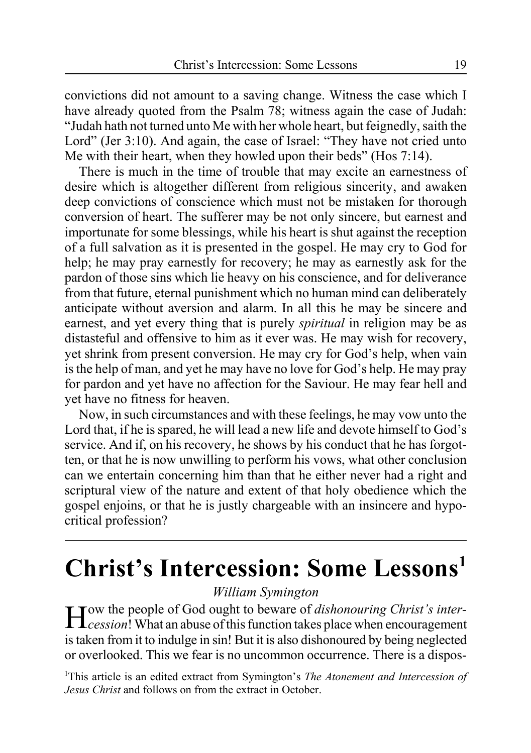convictions did not amount to a saving change. Witness the case which I have already quoted from the Psalm 78; witness again the case of Judah: "Judah hath not turned unto Me with her whole heart, but feignedly, saith the Lord" (Jer 3:10). And again, the case of Israel: "They have not cried unto Me with their heart, when they howled upon their beds" (Hos 7:14).

There is much in the time of trouble that may excite an earnestness of desire which is altogether different from religious sincerity, and awaken deep convictions of conscience which must not be mistaken for thorough conversion of heart. The sufferer may be not only sincere, but earnest and importunate for some blessings, while his heart is shut against the reception of a full salvation as it is presented in the gospel. He may cry to God for help; he may pray earnestly for recovery; he may as earnestly ask for the pardon of those sins which lie heavy on his conscience, and for deliverance from that future, eternal punishment which no human mind can deliberately anticipate without aversion and alarm. In all this he may be sincere and earnest, and yet every thing that is purely *spiritual* in religion may be as distasteful and offensive to him as it ever was. He may wish for recovery, yet shrink from present conversion. He may cry for God's help, when vain is the help of man, and yet he may have no love for God's help. He may pray for pardon and yet have no affection for the Saviour. He may fear hell and yet have no fitness for heaven.

Now, in such circumstances and with these feelings, he may vow unto the Lord that, if he is spared, he will lead a new life and devote himself to God's service. And if, on his recovery, he shows by his conduct that he has forgotten, or that he is now unwilling to perform his vows, what other conclusion can we entertain concerning him than that he either never had a right and scriptural view of the nature and extent of that holy obedience which the gospel enjoins, or that he is justly chargeable with an insincere and hypocritical profession?

---

# Christ's Intercession: Some Lessons[1]

*William Symington*

How the people of God ought to beware of *dishonouring Christ's intercession*! What an abuse of this function takes place when encouragement is taken from it to indulge in sin! But it is also dishonoured by being neglected or overlooked. This we fear is no uncommon occurrence. There is a dispos-

[1]This article is an edited extract from Symington's *The Atonement and Intercession of Jesus Christ* and follows on from the extract in October.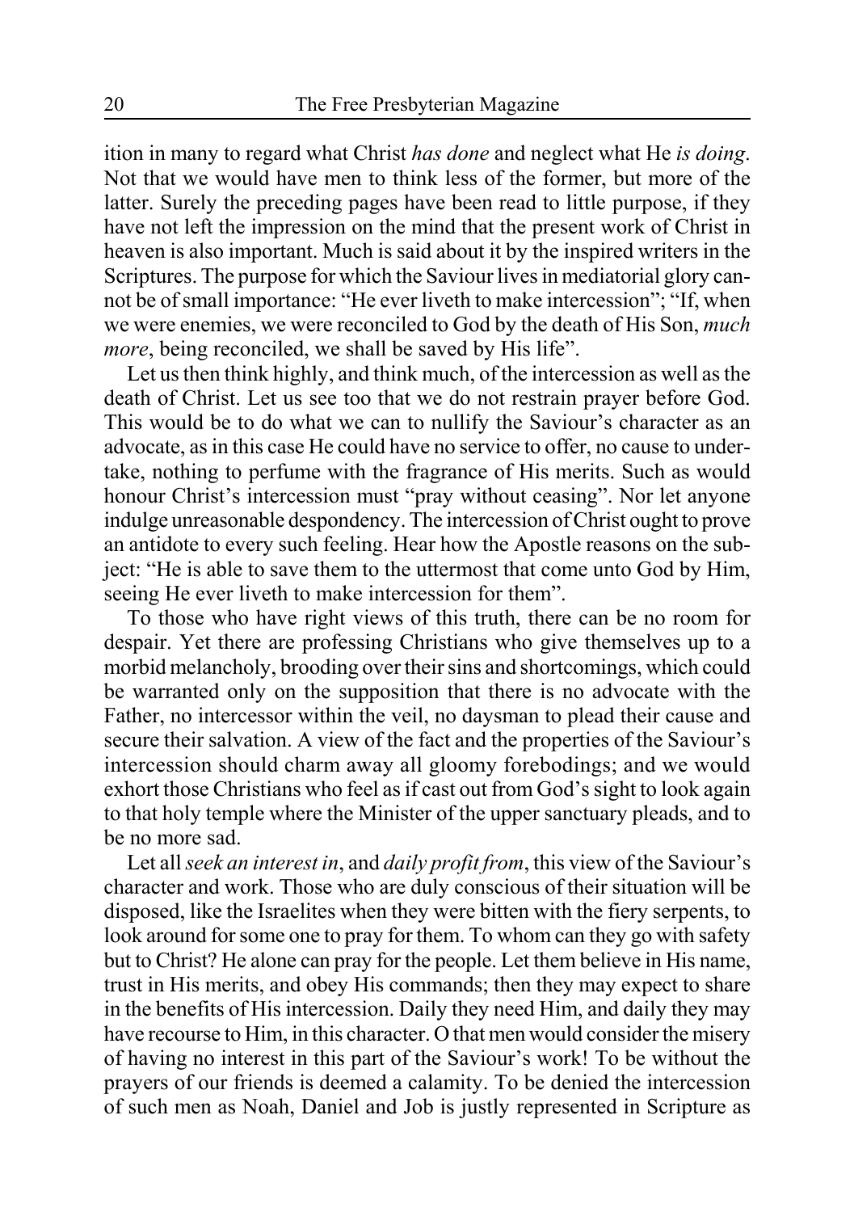ition in many to regard what Christ *has done* and neglect what He *is doing*. Not that we would have men to think less of the former, but more of the latter. Surely the preceding pages have been read to little purpose, if they have not left the impression on the mind that the present work of Christ in heaven is also important. Much is said about it by the inspired writers in the Scriptures. The purpose for which the Saviour lives in mediatorial glory cannot be of small importance: "He ever liveth to make intercession"; "If, when we were enemies, we were reconciled to God by the death of His Son, *much more*, being reconciled, we shall be saved by His life".

Let us then think highly, and think much, of the intercession as well as the death of Christ. Let us see too that we do not restrain prayer before God. This would be to do what we can to nullify the Saviour's character as an advocate, as in this case He could have no service to offer, no cause to undertake, nothing to perfume with the fragrance of His merits. Such as would honour Christ's intercession must "pray without ceasing". Nor let anyone indulge unreasonable despondency. The intercession of Christ ought to prove an antidote to every such feeling. Hear how the Apostle reasons on the subject: "He is able to save them to the uttermost that come unto God by Him, seeing He ever liveth to make intercession for them".

To those who have right views of this truth, there can be no room for despair. Yet there are professing Christians who give themselves up to a morbid melancholy, brooding over their sins and shortcomings, which could be warranted only on the supposition that there is no advocate with the Father, no intercessor within the veil, no daysman to plead their cause and secure their salvation. A view of the fact and the properties of the Saviour's intercession should charm away all gloomy forebodings; and we would exhort those Christians who feel as if cast out from God's sight to look again to that holy temple where the Minister of the upper sanctuary pleads, and to be no more sad.

Let all *seek an interest in*, and *daily profit from*, this view of the Saviour's character and work. Those who are duly conscious of their situation will be disposed, like the Israelites when they were bitten with the fiery serpents, to look around for some one to pray for them. To whom can they go with safety but to Christ? He alone can pray for the people. Let them believe in His name, trust in His merits, and obey His commands; then they may expect to share in the benefits of His intercession. Daily they need Him, and daily they may have recourse to Him, in this character. O that men would consider the misery of having no interest in this part of the Saviour's work! To be without the prayers of our friends is deemed a calamity. To be denied the intercession of such men as Noah, Daniel and Job is justly represented in Scripture as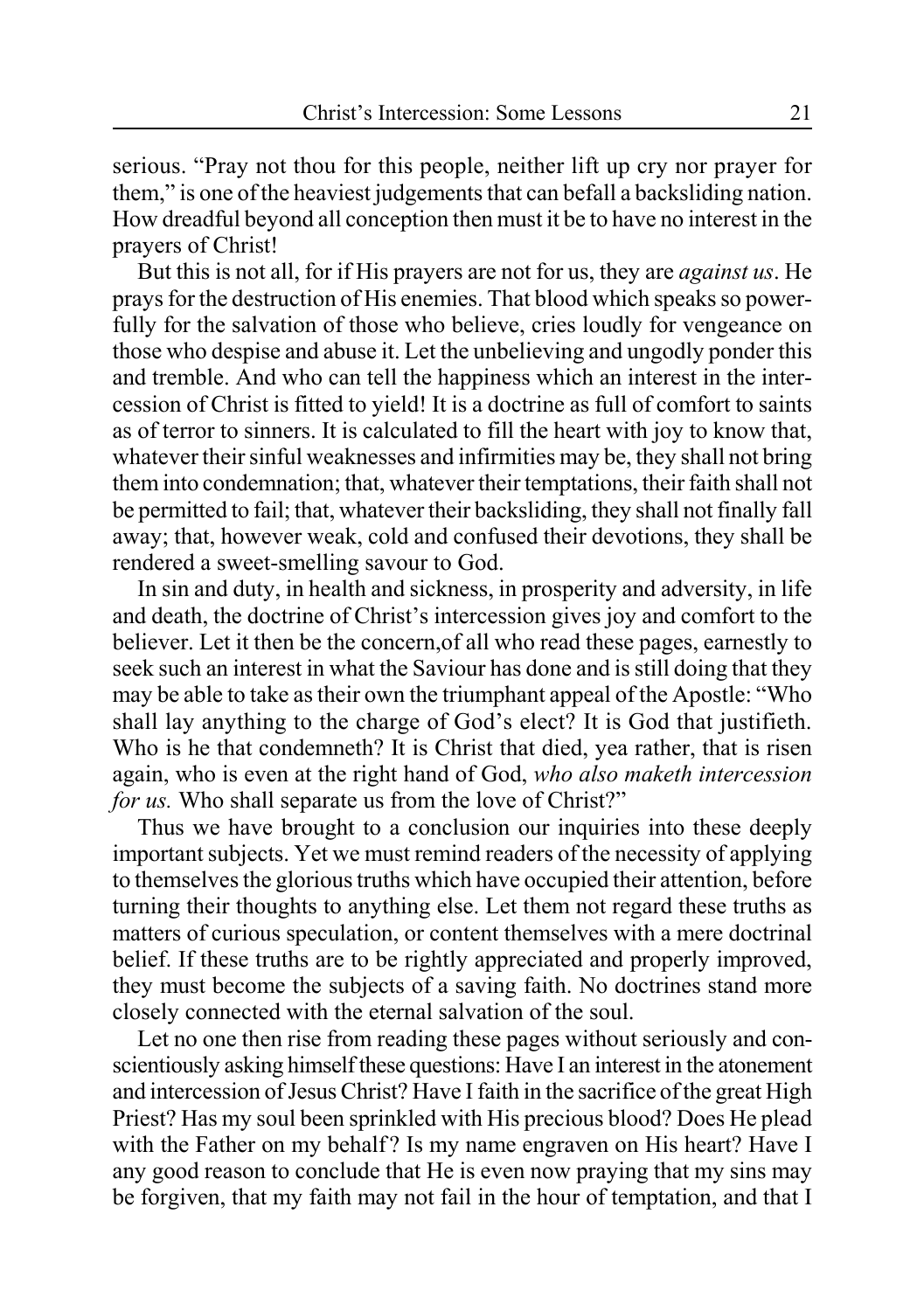serious. "Pray not thou for this people, neither lift up cry nor prayer for them," is one of the heaviest judgements that can befall a backsliding nation. How dreadful beyond all conception then must it be to have no interest in the prayers of Christ!

But this is not all, for if His prayers are not for us, they are *against us*. He prays for the destruction of His enemies. That blood which speaks so powerfully for the salvation of those who believe, cries loudly for vengeance on those who despise and abuse it. Let the unbelieving and ungodly ponder this and tremble. And who can tell the happiness which an interest in the intercession of Christ is fitted to yield! It is a doctrine as full of comfort to saints as of terror to sinners. It is calculated to fill the heart with joy to know that, whatever their sinful weaknesses and infirmities may be, they shall not bring them into condemnation; that, whatever their temptations, their faith shall not be permitted to fail; that, whatever their backsliding, they shall not finally fall away; that, however weak, cold and confused their devotions, they shall be rendered a sweet-smelling savour to God.

In sin and duty, in health and sickness, in prosperity and adversity, in life and death, the doctrine of Christ's intercession gives joy and comfort to the believer. Let it then be the concern,of all who read these pages, earnestly to seek such an interest in what the Saviour has done and is still doing that they may be able to take as their own the triumphant appeal of the Apostle: "Who shall lay anything to the charge of God's elect? It is God that justifieth. Who is he that condemneth? It is Christ that died, yea rather, that is risen again, who is even at the right hand of God, *who also maketh intercession for us.* Who shall separate us from the love of Christ?"

Thus we have brought to a conclusion our inquiries into these deeply important subjects. Yet we must remind readers of the necessity of applying to themselves the glorious truths which have occupied their attention, before turning their thoughts to anything else. Let them not regard these truths as matters of curious speculation, or content themselves with a mere doctrinal belief. If these truths are to be rightly appreciated and properly improved, they must become the subjects of a saving faith. No doctrines stand more closely connected with the eternal salvation of the soul.

Let no one then rise from reading these pages without seriously and conscientiously asking himself these questions: Have I an interest in the atonement and intercession of Jesus Christ? Have I faith in the sacrifice of the great High Priest? Has my soul been sprinkled with His precious blood? Does He plead with the Father on my behalf? Is my name engraven on His heart? Have I any good reason to conclude that He is even now praying that my sins may be forgiven, that my faith may not fail in the hour of temptation, and that I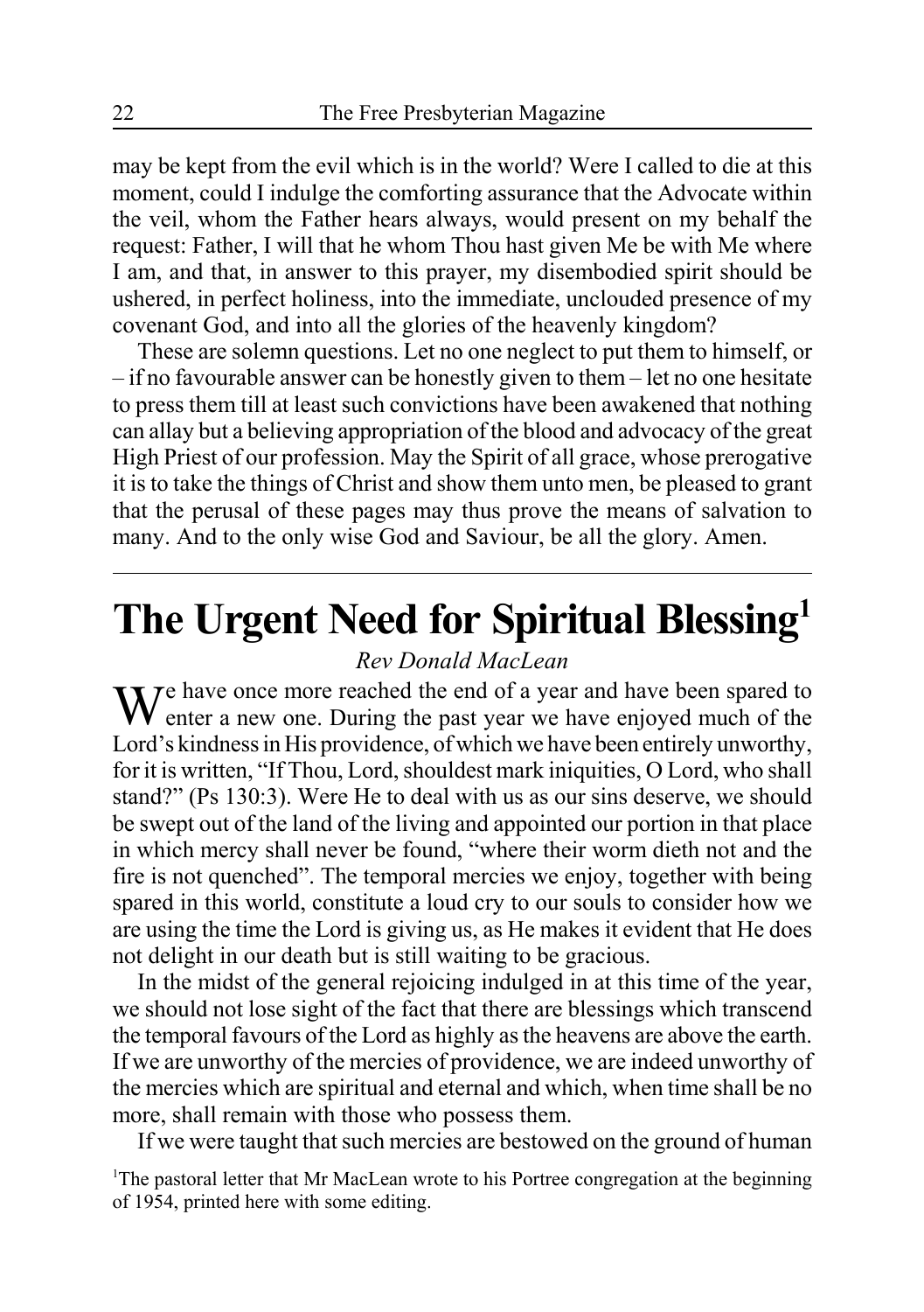may be kept from the evil which is in the world? Were I called to die at this moment, could I indulge the comforting assurance that the Advocate within the veil, whom the Father hears always, would present on my behalf the request: Father, I will that he whom Thou hast given Me be with Me where I am, and that, in answer to this prayer, my disembodied spirit should be ushered, in perfect holiness, into the immediate, unclouded presence of my covenant God, and into all the glories of the heavenly kingdom?

These are solemn questions. Let no one neglect to put them to himself, or – if no favourable answer can be honestly given to them – let no one hesitate to press them till at least such convictions have been awakened that nothing can allay but a believing appropriation of the blood and advocacy of the great High Priest of our profession. May the Spirit of all grace, whose prerogative it is to take the things of Christ and show them unto men, be pleased to grant that the perusal of these pages may thus prove the means of salvation to many. And to the only wise God and Saviour, be all the glory. Amen.

---

# The Urgent Need for Spiritual Blessing[1]

*Rev Donald MacLean*

We have once more reached the end of a year and have been spared to enter a new one. During the past year we have enjoyed much of the Lord's kindness in His providence, of which we have been entirely unworthy, for it is written, "If Thou, Lord, shouldest mark iniquities, O Lord, who shall stand?" (Ps 130:3). Were He to deal with us as our sins deserve, we should be swept out of the land of the living and appointed our portion in that place in which mercy shall never be found, "where their worm dieth not and the fire is not quenched". The temporal mercies we enjoy, together with being spared in this world, constitute a loud cry to our souls to consider how we are using the time the Lord is giving us, as He makes it evident that He does not delight in our death but is still waiting to be gracious.

In the midst of the general rejoicing indulged in at this time of the year, we should not lose sight of the fact that there are blessings which transcend the temporal favours of the Lord as highly as the heavens are above the earth. If we are unworthy of the mercies of providence, we are indeed unworthy of the mercies which are spiritual and eternal and which, when time shall be no more, shall remain with those who possess them.

If we were taught that such mercies are bestowed on the ground of human

[1]The pastoral letter that Mr MacLean wrote to his Portree congregation at the beginning of 1954, printed here with some editing.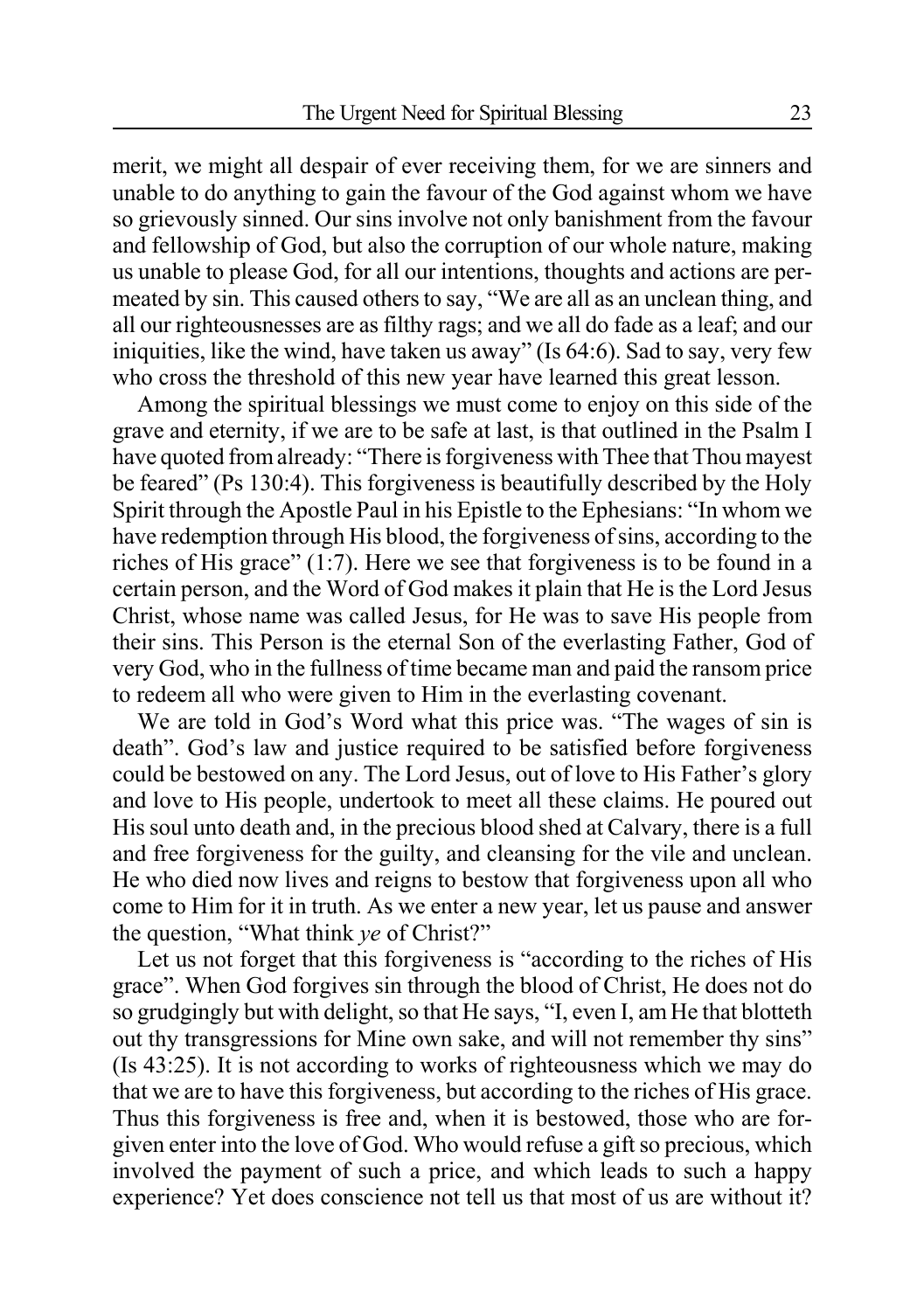merit, we might all despair of ever receiving them, for we are sinners and unable to do anything to gain the favour of the God against whom we have so grievously sinned. Our sins involve not only banishment from the favour and fellowship of God, but also the corruption of our whole nature, making us unable to please God, for all our intentions, thoughts and actions are permeated by sin. This caused others to say, "We are all as an unclean thing, and all our righteousnesses are as filthy rags; and we all do fade as a leaf; and our iniquities, like the wind, have taken us away" (Is 64:6). Sad to say, very few who cross the threshold of this new year have learned this great lesson.

Among the spiritual blessings we must come to enjoy on this side of the grave and eternity, if we are to be safe at last, is that outlined in the Psalm I have quoted from already: "There is forgiveness with Thee that Thou mayest be feared" (Ps 130:4). This forgiveness is beautifully described by the Holy Spirit through the Apostle Paul in his Epistle to the Ephesians: "In whom we have redemption through His blood, the forgiveness of sins, according to the riches of His grace" (1:7). Here we see that forgiveness is to be found in a certain person, and the Word of God makes it plain that He is the Lord Jesus Christ, whose name was called Jesus, for He was to save His people from their sins. This Person is the eternal Son of the everlasting Father, God of very God, who in the fullness of time became man and paid the ransom price to redeem all who were given to Him in the everlasting covenant.

We are told in God's Word what this price was. "The wages of sin is death". God's law and justice required to be satisfied before forgiveness could be bestowed on any. The Lord Jesus, out of love to His Father's glory and love to His people, undertook to meet all these claims. He poured out His soul unto death and, in the precious blood shed at Calvary, there is a full and free forgiveness for the guilty, and cleansing for the vile and unclean. He who died now lives and reigns to bestow that forgiveness upon all who come to Him for it in truth. As we enter a new year, let us pause and answer the question, "What think *ye* of Christ?"

Let us not forget that this forgiveness is "according to the riches of His grace". When God forgives sin through the blood of Christ, He does not do so grudgingly but with delight, so that He says, "I, even I, am He that blotteth out thy transgressions for Mine own sake, and will not remember thy sins" (Is 43:25). It is not according to works of righteousness which we may do that we are to have this forgiveness, but according to the riches of His grace. Thus this forgiveness is free and, when it is bestowed, those who are forgiven enter into the love of God. Who would refuse a gift so precious, which involved the payment of such a price, and which leads to such a happy experience? Yet does conscience not tell us that most of us are without it?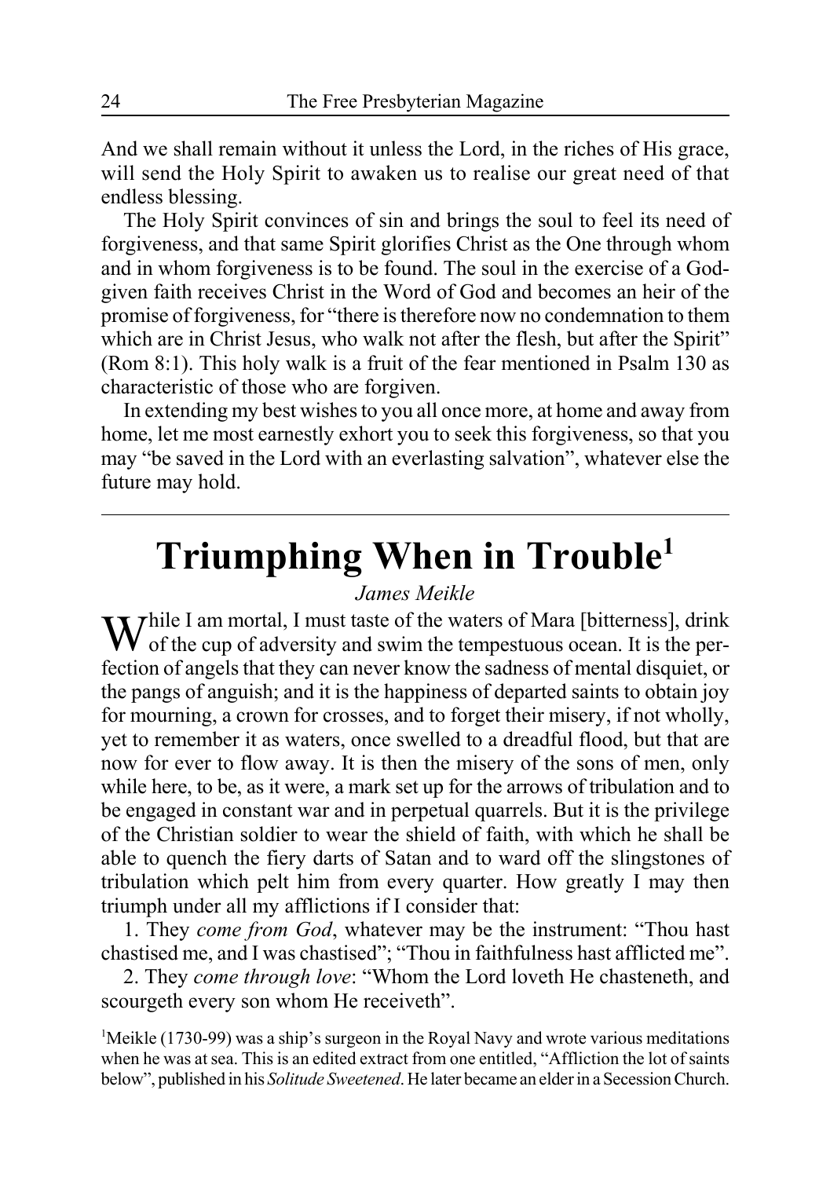And we shall remain without it unless the Lord, in the riches of His grace, will send the Holy Spirit to awaken us to realise our great need of that endless blessing.

The Holy Spirit convinces of sin and brings the soul to feel its need of forgiveness, and that same Spirit glorifies Christ as the One through whom and in whom forgiveness is to be found. The soul in the exercise of a God-given faith receives Christ in the Word of God and becomes an heir of the promise of forgiveness, for "there is therefore now no condemnation to them which are in Christ Jesus, who walk not after the flesh, but after the Spirit" (Rom 8:1). This holy walk is a fruit of the fear mentioned in Psalm 130 as characteristic of those who are forgiven.

In extending my best wishes to you all once more, at home and away from home, let me most earnestly exhort you to seek this forgiveness, so that you may "be saved in the Lord with an everlasting salvation", whatever else the future may hold.

---

# Triumphing When in Trouble[1]

*James Meikle*

While I am mortal, I must taste of the waters of Mara [bitterness], drink of the cup of adversity and swim the tempestuous ocean. It is the perfection of angels that they can never know the sadness of mental disquiet, or the pangs of anguish; and it is the happiness of departed saints to obtain joy for mourning, a crown for crosses, and to forget their misery, if not wholly, yet to remember it as waters, once swelled to a dreadful flood, but that are now for ever to flow away. It is then the misery of the sons of men, only while here, to be, as it were, a mark set up for the arrows of tribulation and to be engaged in constant war and in perpetual quarrels. But it is the privilege of the Christian soldier to wear the shield of faith, with which he shall be able to quench the fiery darts of Satan and to ward off the slingstones of tribulation which pelt him from every quarter. How greatly I may then triumph under all my afflictions if I consider that:

1. They *come from God*, whatever may be the instrument: "Thou hast chastised me, and I was chastised"; "Thou in faithfulness hast afflicted me".

2. They *come through love*: "Whom the Lord loveth He chasteneth, and scourgeth every son whom He receiveth".

[1]Meikle (1730-99) was a ship's surgeon in the Royal Navy and wrote various meditations when he was at sea. This is an edited extract from one entitled, "Affliction the lot of saints below", published in his *Solitude Sweetened*. He later became an elder in a Secession Church.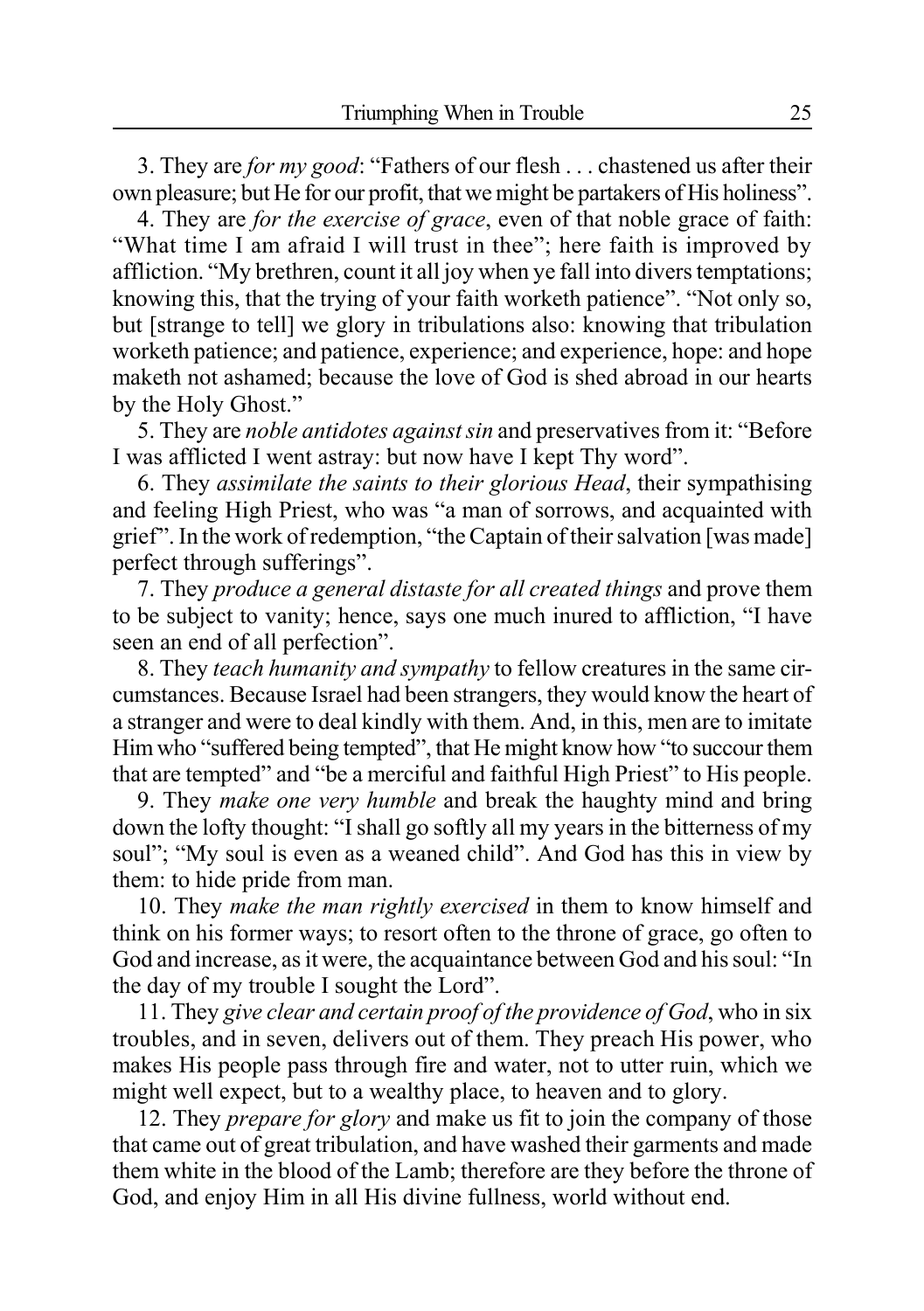3. They are *for my good*: "Fathers of our flesh . . . chastened us after their own pleasure; but He for our profit, that we might be partakers of His holiness".

4. They are *for the exercise of grace*, even of that noble grace of faith: "What time I am afraid I will trust in thee"; here faith is improved by affliction. "My brethren, count it all joy when ye fall into divers temptations; knowing this, that the trying of your faith worketh patience". "Not only so, but [strange to tell] we glory in tribulations also: knowing that tribulation worketh patience; and patience, experience; and experience, hope: and hope maketh not ashamed; because the love of God is shed abroad in our hearts by the Holy Ghost."

5. They are *noble antidotes against sin* and preservatives from it: "Before I was afflicted I went astray: but now have I kept Thy word".

6. They *assimilate the saints to their glorious Head*, their sympathising and feeling High Priest, who was "a man of sorrows, and acquainted with grief". In the work of redemption, "the Captain of their salvation [was made] perfect through sufferings".

7. They *produce a general distaste for all created things* and prove them to be subject to vanity; hence, says one much inured to affliction, "I have seen an end of all perfection".

8. They *teach humanity and sympathy* to fellow creatures in the same circumstances. Because Israel had been strangers, they would know the heart of a stranger and were to deal kindly with them. And, in this, men are to imitate Him who "suffered being tempted", that He might know how "to succour them that are tempted" and "be a merciful and faithful High Priest" to His people.

9. They *make one very humble* and break the haughty mind and bring down the lofty thought: "I shall go softly all my years in the bitterness of my soul"; "My soul is even as a weaned child". And God has this in view by them: to hide pride from man.

10. They *make the man rightly exercised* in them to know himself and think on his former ways; to resort often to the throne of grace, go often to God and increase, as it were, the acquaintance between God and his soul: "In the day of my trouble I sought the Lord".

11. They *give clear and certain proof of the providence of God*, who in six troubles, and in seven, delivers out of them. They preach His power, who makes His people pass through fire and water, not to utter ruin, which we might well expect, but to a wealthy place, to heaven and to glory.

12. They *prepare for glory* and make us fit to join the company of those that came out of great tribulation, and have washed their garments and made them white in the blood of the Lamb; therefore are they before the throne of God, and enjoy Him in all His divine fullness, world without end.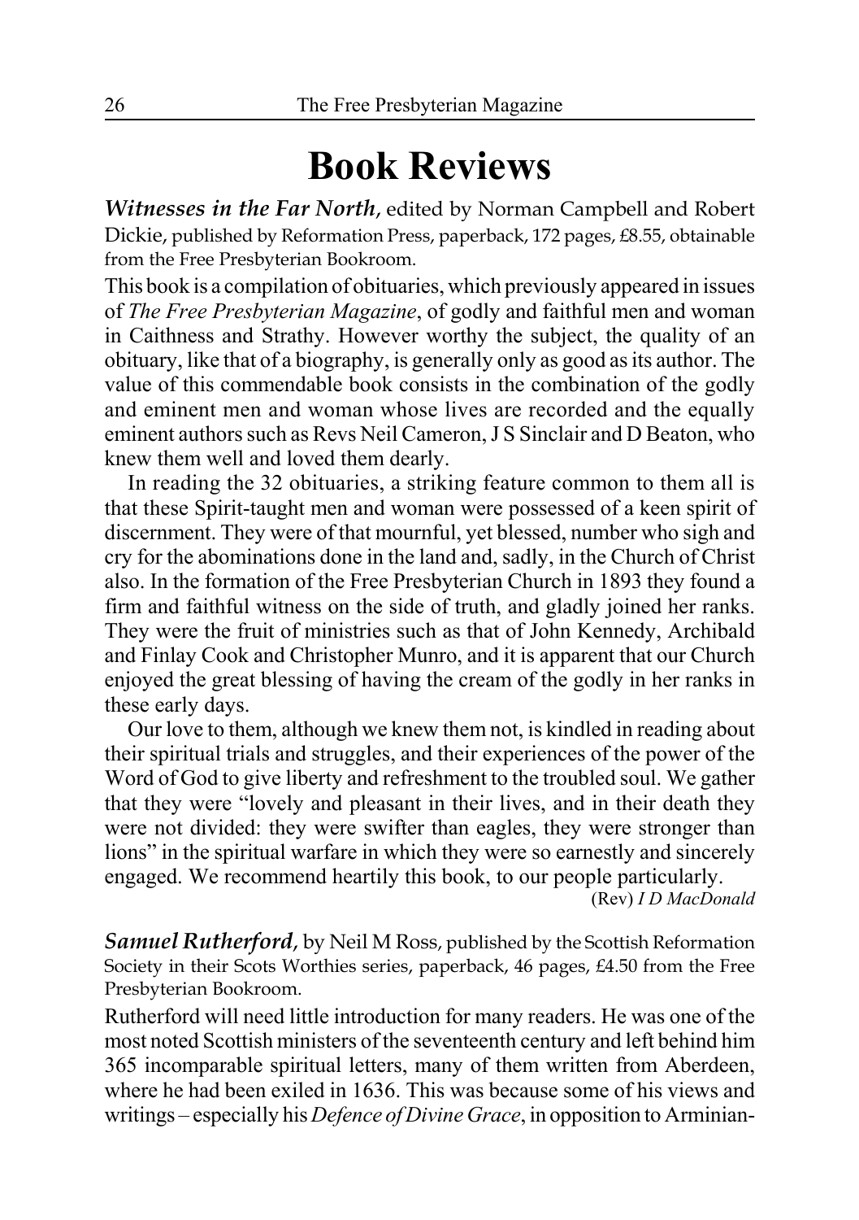# Book Reviews

***Witnesses in the Far North***, edited by Norman Campbell and Robert Dickie, published by Reformation Press, paperback, 172 pages, £8.55, obtainable from the Free Presbyterian Bookroom.

This book is a compilation of obituaries, which previously appeared in issues of *The Free Presbyterian Magazine*, of godly and faithful men and woman in Caithness and Strathy. However worthy the subject, the quality of an obituary, like that of a biography, is generally only as good as its author. The value of this commendable book consists in the combination of the godly and eminent men and woman whose lives are recorded and the equally eminent authors such as Revs Neil Cameron, J S Sinclair and D Beaton, who knew them well and loved them dearly.

In reading the 32 obituaries, a striking feature common to them all is that these Spirit-taught men and woman were possessed of a keen spirit of discernment. They were of that mournful, yet blessed, number who sigh and cry for the abominations done in the land and, sadly, in the Church of Christ also. In the formation of the Free Presbyterian Church in 1893 they found a firm and faithful witness on the side of truth, and gladly joined her ranks. They were the fruit of ministries such as that of John Kennedy, Archibald and Finlay Cook and Christopher Munro, and it is apparent that our Church enjoyed the great blessing of having the cream of the godly in her ranks in these early days.

Our love to them, although we knew them not, is kindled in reading about their spiritual trials and struggles, and their experiences of the power of the Word of God to give liberty and refreshment to the troubled soul. We gather that they were "lovely and pleasant in their lives, and in their death they were not divided: they were swifter than eagles, they were stronger than lions" in the spiritual warfare in which they were so earnestly and sincerely engaged. We recommend heartily this book, to our people particularly.

(Rev) *I D MacDonald*

***Samuel Rutherford***, by Neil M Ross, published by the Scottish Reformation Society in their Scots Worthies series, paperback, 46 pages, £4.50 from the Free Presbyterian Bookroom.

Rutherford will need little introduction for many readers. He was one of the most noted Scottish ministers of the seventeenth century and left behind him 365 incomparable spiritual letters, many of them written from Aberdeen, where he had been exiled in 1636. This was because some of his views and writings – especially his *Defence of Divine Grace*, in opposition to Arminian-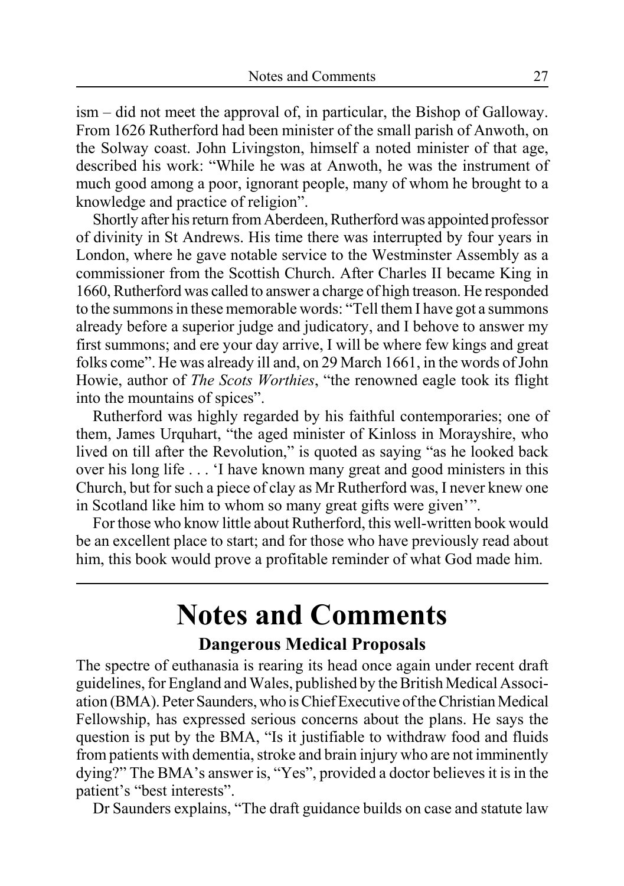ism – did not meet the approval of, in particular, the Bishop of Galloway. From 1626 Rutherford had been minister of the small parish of Anwoth, on the Solway coast. John Livingston, himself a noted minister of that age, described his work: "While he was at Anwoth, he was the instrument of much good among a poor, ignorant people, many of whom he brought to a knowledge and practice of religion".

Shortly after his return from Aberdeen, Rutherford was appointed professor of divinity in St Andrews. His time there was interrupted by four years in London, where he gave notable service to the Westminster Assembly as a commissioner from the Scottish Church. After Charles II became King in 1660, Rutherford was called to answer a charge of high treason. He responded to the summons in these memorable words: "Tell them I have got a summons already before a superior judge and judicatory, and I behove to answer my first summons; and ere your day arrive, I will be where few kings and great folks come". He was already ill and, on 29 March 1661, in the words of John Howie, author of *The Scots Worthies*, "the renowned eagle took its flight into the mountains of spices".

Rutherford was highly regarded by his faithful contemporaries; one of them, James Urquhart, "the aged minister of Kinloss in Morayshire, who lived on till after the Revolution," is quoted as saying "as he looked back over his long life . . . 'I have known many great and good ministers in this Church, but for such a piece of clay as Mr Rutherford was, I never knew one in Scotland like him to whom so many great gifts were given'".

For those who know little about Rutherford, this well-written book would be an excellent place to start; and for those who have previously read about him, this book would prove a profitable reminder of what God made him.

# Notes and Comments

### Dangerous Medical Proposals

The spectre of euthanasia is rearing its head once again under recent draft guidelines, for England and Wales, published by the British Medical Association (BMA). Peter Saunders, who is Chief Executive of the Christian Medical Fellowship, has expressed serious concerns about the plans. He says the question is put by the BMA, "Is it justifiable to withdraw food and fluids from patients with dementia, stroke and brain injury who are not imminently dying?" The BMA's answer is, "Yes", provided a doctor believes it is in the patient's "best interests".

Dr Saunders explains, "The draft guidance builds on case and statute law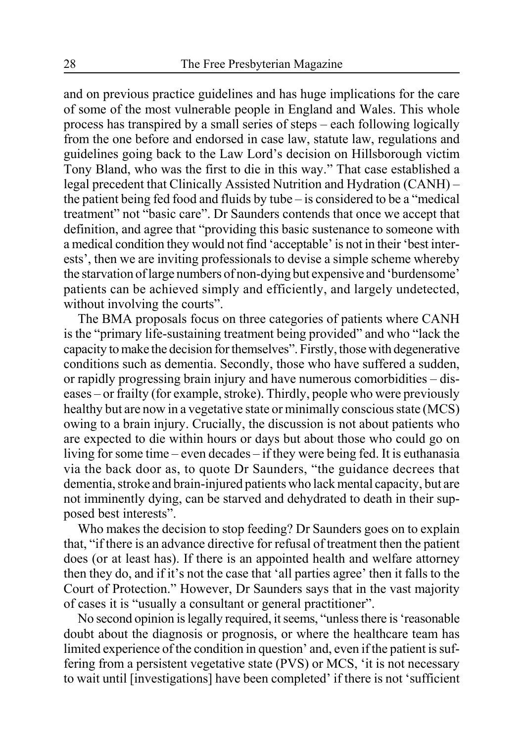and on previous practice guidelines and has huge implications for the care of some of the most vulnerable people in England and Wales. This whole process has transpired by a small series of steps – each following logically from the one before and endorsed in case law, statute law, regulations and guidelines going back to the Law Lord's decision on Hillsborough victim Tony Bland, who was the first to die in this way." That case established a legal precedent that Clinically Assisted Nutrition and Hydration (CANH) – the patient being fed food and fluids by tube – is considered to be a "medical treatment" not "basic care". Dr Saunders contends that once we accept that definition, and agree that "providing this basic sustenance to someone with a medical condition they would not find 'acceptable' is not in their 'best interests', then we are inviting professionals to devise a simple scheme whereby the starvation of large numbers of non-dying but expensive and 'burdensome' patients can be achieved simply and efficiently, and largely undetected, without involving the courts".

The BMA proposals focus on three categories of patients where CANH is the "primary life-sustaining treatment being provided" and who "lack the capacity to make the decision for themselves". Firstly, those with degenerative conditions such as dementia. Secondly, those who have suffered a sudden, or rapidly progressing brain injury and have numerous comorbidities – diseases – or frailty (for example, stroke). Thirdly, people who were previously healthy but are now in a vegetative state or minimally conscious state (MCS) owing to a brain injury. Crucially, the discussion is not about patients who are expected to die within hours or days but about those who could go on living for some time – even decades – if they were being fed. It is euthanasia via the back door as, to quote Dr Saunders, "the guidance decrees that dementia, stroke and brain-injured patients who lack mental capacity, but are not imminently dying, can be starved and dehydrated to death in their supposed best interests".

Who makes the decision to stop feeding? Dr Saunders goes on to explain that, "if there is an advance directive for refusal of treatment then the patient does (or at least has). If there is an appointed health and welfare attorney then they do, and if it's not the case that 'all parties agree' then it falls to the Court of Protection." However, Dr Saunders says that in the vast majority of cases it is "usually a consultant or general practitioner".

No second opinion is legally required, it seems, "unless there is 'reasonable doubt about the diagnosis or prognosis, or where the healthcare team has limited experience of the condition in question' and, even if the patient is suffering from a persistent vegetative state (PVS) or MCS, 'it is not necessary to wait until [investigations] have been completed' if there is not 'sufficient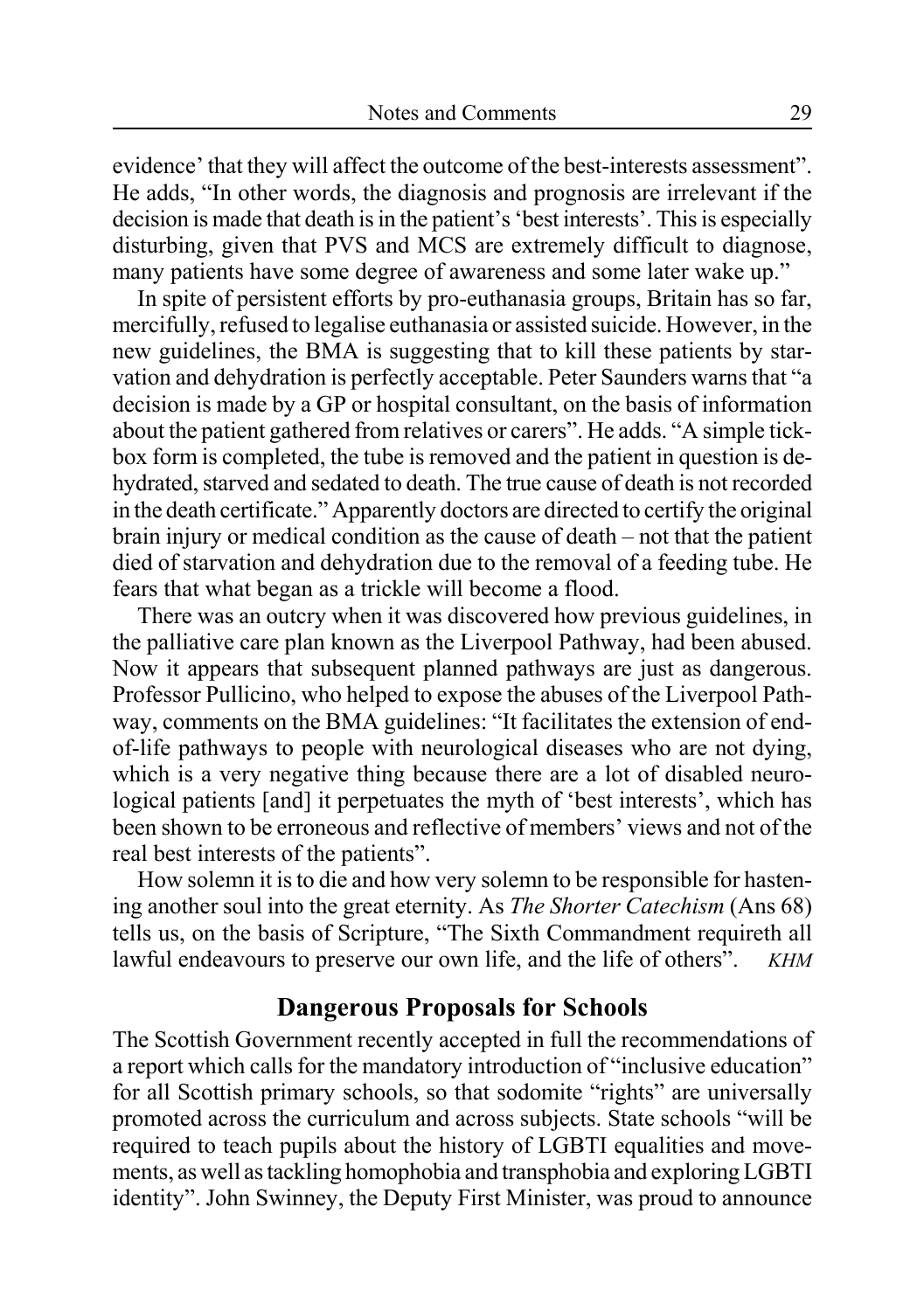evidence' that they will affect the outcome of the best-interests assessment". He adds, "In other words, the diagnosis and prognosis are irrelevant if the decision is made that death is in the patient's 'best interests'. This is especially disturbing, given that PVS and MCS are extremely difficult to diagnose, many patients have some degree of awareness and some later wake up."

In spite of persistent efforts by pro-euthanasia groups, Britain has so far, mercifully, refused to legalise euthanasia or assisted suicide. However, in the new guidelines, the BMA is suggesting that to kill these patients by starvation and dehydration is perfectly acceptable. Peter Saunders warns that "a decision is made by a GP or hospital consultant, on the basis of information about the patient gathered from relatives or carers". He adds. "A simple tick-box form is completed, the tube is removed and the patient in question is dehydrated, starved and sedated to death. The true cause of death is not recorded in the death certificate." Apparently doctors are directed to certify the original brain injury or medical condition as the cause of death – not that the patient died of starvation and dehydration due to the removal of a feeding tube. He fears that what began as a trickle will become a flood.

There was an outcry when it was discovered how previous guidelines, in the palliative care plan known as the Liverpool Pathway, had been abused. Now it appears that subsequent planned pathways are just as dangerous. Professor Pullicino, who helped to expose the abuses of the Liverpool Pathway, comments on the BMA guidelines: "It facilitates the extension of end-of-life pathways to people with neurological diseases who are not dying, which is a very negative thing because there are a lot of disabled neurological patients [and] it perpetuates the myth of 'best interests', which has been shown to be erroneous and reflective of members' views and not of the real best interests of the patients".

How solemn it is to die and how very solemn to be responsible for hastening another soul into the great eternity. As *The Shorter Catechism* (Ans 68) tells us, on the basis of Scripture, "The Sixth Commandment requireth all lawful endeavours to preserve our own life, and the life of others". *KHM*

## Dangerous Proposals for Schools

The Scottish Government recently accepted in full the recommendations of a report which calls for the mandatory introduction of "inclusive education" for all Scottish primary schools, so that sodomite "rights" are universally promoted across the curriculum and across subjects. State schools "will be required to teach pupils about the history of LGBTI equalities and movements, as well as tackling homophobia and transphobia and exploring LGBTI identity". John Swinney, the Deputy First Minister, was proud to announce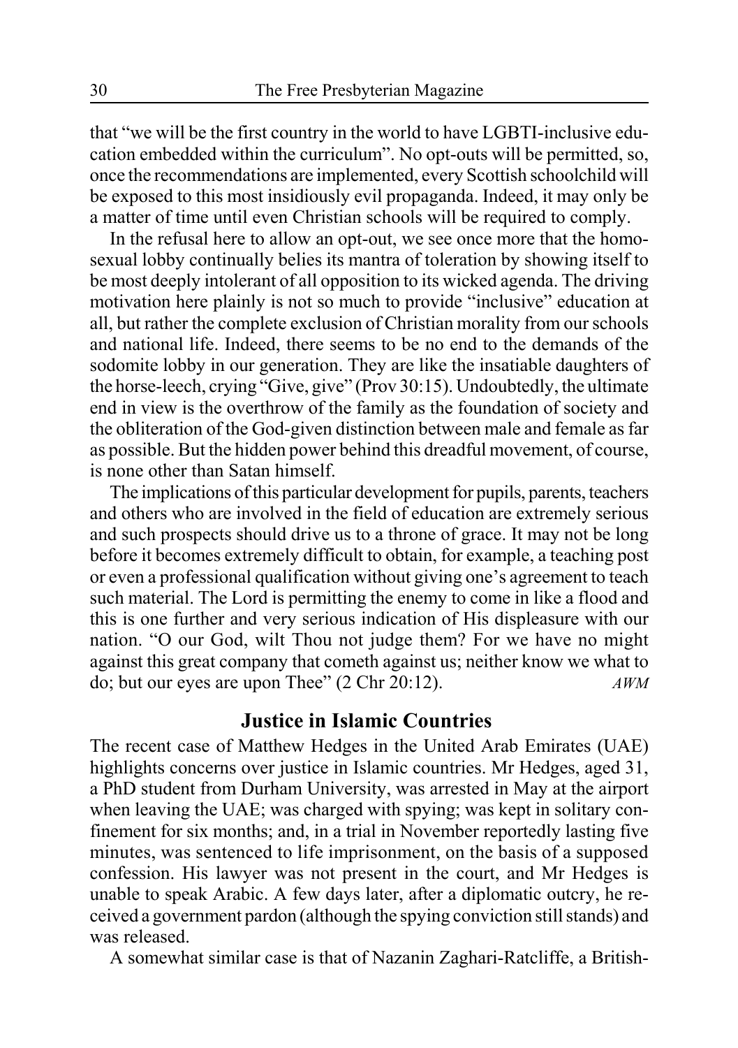that "we will be the first country in the world to have LGBTI-inclusive education embedded within the curriculum". No opt-outs will be permitted, so, once the recommendations are implemented, every Scottish schoolchild will be exposed to this most insidiously evil propaganda. Indeed, it may only be a matter of time until even Christian schools will be required to comply.

In the refusal here to allow an opt-out, we see once more that the homosexual lobby continually belies its mantra of toleration by showing itself to be most deeply intolerant of all opposition to its wicked agenda. The driving motivation here plainly is not so much to provide "inclusive" education at all, but rather the complete exclusion of Christian morality from our schools and national life. Indeed, there seems to be no end to the demands of the sodomite lobby in our generation. They are like the insatiable daughters of the horse-leech, crying "Give, give" (Prov 30:15). Undoubtedly, the ultimate end in view is the overthrow of the family as the foundation of society and the obliteration of the God-given distinction between male and female as far as possible. But the hidden power behind this dreadful movement, of course, is none other than Satan himself.

The implications of this particular development for pupils, parents, teachers and others who are involved in the field of education are extremely serious and such prospects should drive us to a throne of grace. It may not be long before it becomes extremely difficult to obtain, for example, a teaching post or even a professional qualification without giving one's agreement to teach such material. The Lord is permitting the enemy to come in like a flood and this is one further and very serious indication of His displeasure with our nation. "O our God, wilt Thou not judge them? For we have no might against this great company that cometh against us; neither know we what to do; but our eyes are upon Thee" (2 Chr 20:12). *AWM*

## Justice in Islamic Countries

The recent case of Matthew Hedges in the United Arab Emirates (UAE) highlights concerns over justice in Islamic countries. Mr Hedges, aged 31, a PhD student from Durham University, was arrested in May at the airport when leaving the UAE; was charged with spying; was kept in solitary confinement for six months; and, in a trial in November reportedly lasting five minutes, was sentenced to life imprisonment, on the basis of a supposed confession. His lawyer was not present in the court, and Mr Hedges is unable to speak Arabic. A few days later, after a diplomatic outcry, he received a government pardon (although the spying conviction still stands) and was released.

A somewhat similar case is that of Nazanin Zaghari-Ratcliffe, a British-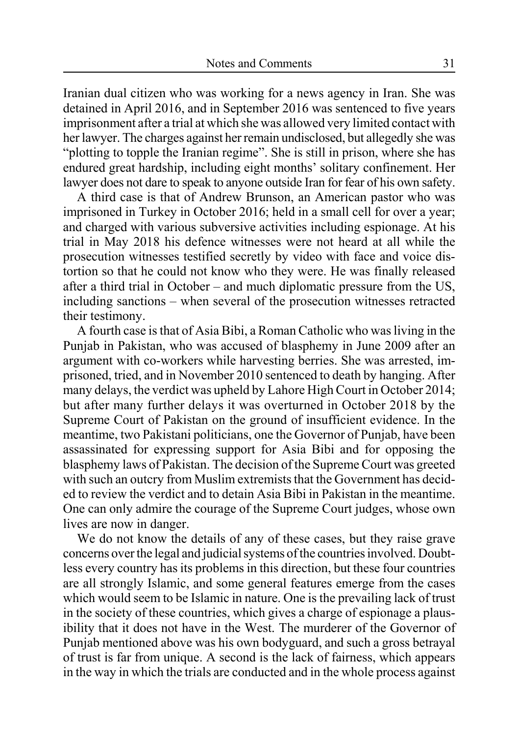Iranian dual citizen who was working for a news agency in Iran. She was detained in April 2016, and in September 2016 was sentenced to five years imprisonment after a trial at which she was allowed very limited contact with her lawyer. The charges against her remain undisclosed, but allegedly she was "plotting to topple the Iranian regime". She is still in prison, where she has endured great hardship, including eight months' solitary confinement. Her lawyer does not dare to speak to anyone outside Iran for fear of his own safety.

A third case is that of Andrew Brunson, an American pastor who was imprisoned in Turkey in October 2016; held in a small cell for over a year; and charged with various subversive activities including espionage. At his trial in May 2018 his defence witnesses were not heard at all while the prosecution witnesses testified secretly by video with face and voice distortion so that he could not know who they were. He was finally released after a third trial in October – and much diplomatic pressure from the US, including sanctions – when several of the prosecution witnesses retracted their testimony.

A fourth case is that of Asia Bibi, a Roman Catholic who was living in the Punjab in Pakistan, who was accused of blasphemy in June 2009 after an argument with co-workers while harvesting berries. She was arrested, imprisoned, tried, and in November 2010 sentenced to death by hanging. After many delays, the verdict was upheld by Lahore High Court in October 2014; but after many further delays it was overturned in October 2018 by the Supreme Court of Pakistan on the ground of insufficient evidence. In the meantime, two Pakistani politicians, one the Governor of Punjab, have been assassinated for expressing support for Asia Bibi and for opposing the blasphemy laws of Pakistan. The decision of the Supreme Court was greeted with such an outcry from Muslim extremists that the Government has decided to review the verdict and to detain Asia Bibi in Pakistan in the meantime. One can only admire the courage of the Supreme Court judges, whose own lives are now in danger.

We do not know the details of any of these cases, but they raise grave concerns over the legal and judicial systems of the countries involved. Doubtless every country has its problems in this direction, but these four countries are all strongly Islamic, and some general features emerge from the cases which would seem to be Islamic in nature. One is the prevailing lack of trust in the society of these countries, which gives a charge of espionage a plausibility that it does not have in the West. The murderer of the Governor of Punjab mentioned above was his own bodyguard, and such a gross betrayal of trust is far from unique. A second is the lack of fairness, which appears in the way in which the trials are conducted and in the whole process against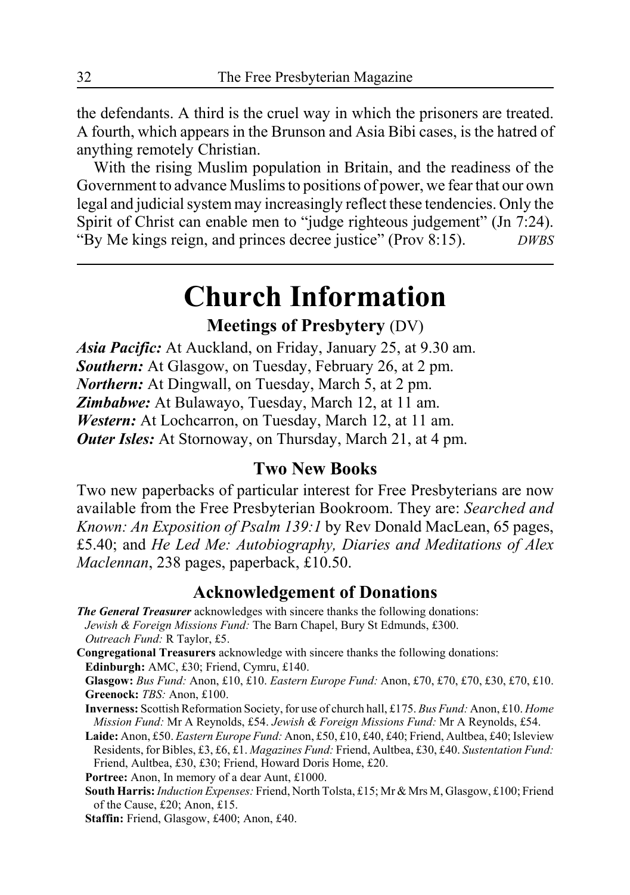the defendants. A third is the cruel way in which the prisoners are treated. A fourth, which appears in the Brunson and Asia Bibi cases, is the hatred of anything remotely Christian.

With the rising Muslim population in Britain, and the readiness of the Government to advance Muslims to positions of power, we fear that our own legal and judicial system may increasingly reflect these tendencies. Only the Spirit of Christ can enable men to "judge righteous judgement" (Jn 7:24). "By Me kings reign, and princes decree justice" (Prov 8:15). *DWBS*

# Church Information

## Meetings of Presbytery (DV)

***Asia Pacific:*** At Auckland, on Friday, January 25, at 9.30 am.
***Southern:*** At Glasgow, on Tuesday, February 26, at 2 pm.
***Northern:*** At Dingwall, on Tuesday, March 5, at 2 pm.
***Zimbabwe:*** At Bulawayo, Tuesday, March 12, at 11 am.
***Western:*** At Lochcarron, on Tuesday, March 12, at 11 am.
***Outer Isles:*** At Stornoway, on Thursday, March 21, at 4 pm.

## Two New Books

Two new paperbacks of particular interest for Free Presbyterians are now available from the Free Presbyterian Bookroom. They are: *Searched and Known: An Exposition of Psalm 139:1* by Rev Donald MacLean, 65 pages, £5.40; and *He Led Me: Autobiography, Diaries and Meditations of Alex Maclennan*, 238 pages, paperback, £10.50.

## Acknowledgement of Donations

***The General Treasurer*** acknowledges with sincere thanks the following donations:
*Jewish & Foreign Missions Fund:* The Barn Chapel, Bury St Edmunds, £300.
*Outreach Fund:* R Taylor, £5.

**Congregational Treasurers** acknowledge with sincere thanks the following donations:

**Edinburgh:** AMC, £30; Friend, Cymru, £140.

**Glasgow:** *Bus Fund:* Anon, £10, £10. *Eastern Europe Fund:* Anon, £70, £70, £70, £30, £70, £10.

**Greenock:** *TBS:* Anon, £100.

**Inverness:** Scottish Reformation Society, for use of church hall, £175. *Bus Fund:* Anon, £10. *Home Mission Fund:* Mr A Reynolds, £54. *Jewish & Foreign Missions Fund:* Mr A Reynolds, £54.

**Laide:** Anon, £50. *Eastern Europe Fund:* Anon, £50, £10, £40, £40; Friend, Aultbea, £40; Isleview Residents, for Bibles, £3, £6, £1. *Magazines Fund:* Friend, Aultbea, £30, £40. *Sustentation Fund:* Friend, Aultbea, £30, £30; Friend, Howard Doris Home, £20.

**Portree:** Anon, In memory of a dear Aunt, £1000.

**South Harris:** *Induction Expenses:* Friend, North Tolsta, £15; Mr & Mrs M, Glasgow, £100; Friend of the Cause, £20; Anon, £15.

**Staffin:** Friend, Glasgow, £400; Anon, £40.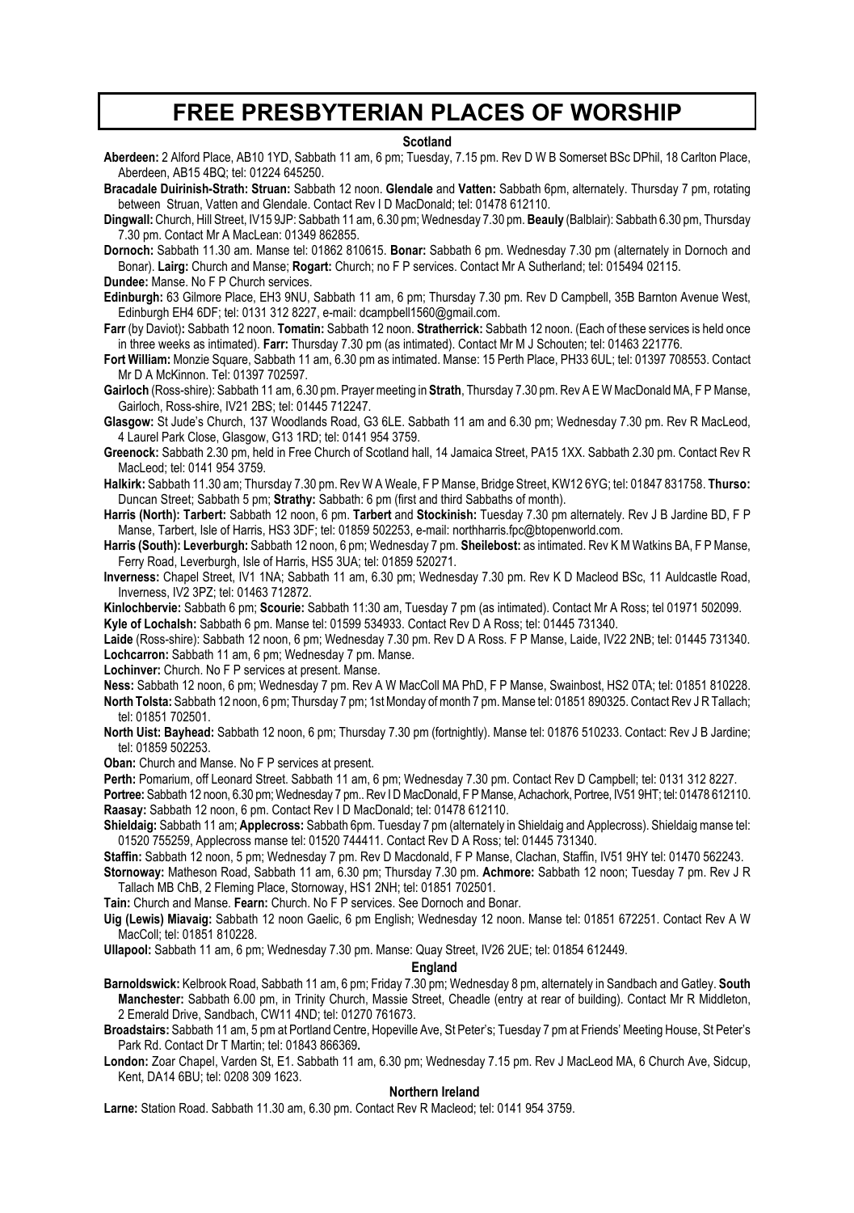# FREE PRESBYTERIAN PLACES OF WORSHIP

## Scotland

**Aberdeen:** 2 Alford Place, AB10 1YD, Sabbath 11 am, 6 pm; Tuesday, 7.15 pm. Rev D W B Somerset BSc DPhil, 18 Carlton Place, Aberdeen, AB15 4BQ; tel: 01224 645250.

**Bracadale Duirinish-Strath: Struan:** Sabbath 12 noon. **Glendale** and **Vatten:** Sabbath 6pm, alternately. Thursday 7 pm, rotating between Struan, Vatten and Glendale. Contact Rev I D MacDonald; tel: 01478 612110.

**Dingwall:** Church, Hill Street, IV15 9JP: Sabbath 11 am, 6.30 pm; Wednesday 7.30 pm. **Beauly** (Balblair): Sabbath 6.30 pm, Thursday 7.30 pm. Contact Mr A MacLean: 01349 862855.

**Dornoch:** Sabbath 11.30 am. Manse tel: 01862 810615. **Bonar:** Sabbath 6 pm. Wednesday 7.30 pm (alternately in Dornoch and Bonar). **Lairg:** Church and Manse; **Rogart:** Church; no F P services. Contact Mr A Sutherland; tel: 015494 02115.

**Dundee:** Manse. No F P Church services.

**Edinburgh:** 63 Gilmore Place, EH3 9NU, Sabbath 11 am, 6 pm; Thursday 7.30 pm. Rev D Campbell, 35B Barnton Avenue West, Edinburgh EH4 6DF; tel: 0131 312 8227, e-mail: dcampbell1560@gmail.com.

**Farr** (by Daviot)**:** Sabbath 12 noon. **Tomatin:** Sabbath 12 noon. **Stratherrick:** Sabbath 12 noon. (Each of these services is held once in three weeks as intimated). **Farr:** Thursday 7.30 pm (as intimated). Contact Mr M J Schouten; tel: 01463 221776.

**Fort William:** Monzie Square, Sabbath 11 am, 6.30 pm as intimated. Manse: 15 Perth Place, PH33 6UL; tel: 01397 708553. Contact Mr D A McKinnon. Tel: 01397 702597.

**Gairloch** (Ross-shire): Sabbath 11 am, 6.30 pm. Prayer meeting in **Strath**, Thursday 7.30 pm. Rev A E W MacDonald MA, F P Manse, Gairloch, Ross-shire, IV21 2BS; tel: 01445 712247.

**Glasgow:** St Jude's Church, 137 Woodlands Road, G3 6LE. Sabbath 11 am and 6.30 pm; Wednesday 7.30 pm. Rev R MacLeod, 4 Laurel Park Close, Glasgow, G13 1RD; tel: 0141 954 3759.

**Greenock:** Sabbath 2.30 pm, held in Free Church of Scotland hall, 14 Jamaica Street, PA15 1XX. Sabbath 2.30 pm. Contact Rev R MacLeod; tel: 0141 954 3759.

**Halkirk:** Sabbath 11.30 am; Thursday 7.30 pm. Rev W A Weale, F P Manse, Bridge Street, KW12 6YG; tel: 01847 831758. **Thurso:** Duncan Street; Sabbath 5 pm; **Strathy:** Sabbath: 6 pm (first and third Sabbaths of month).

**Harris (North): Tarbert:** Sabbath 12 noon, 6 pm. **Tarbert** and **Stockinish:** Tuesday 7.30 pm alternately. Rev J B Jardine BD, F P Manse, Tarbert, Isle of Harris, HS3 3DF; tel: 01859 502253, e-mail: northharris.fpc@btopenworld.com.

**Harris (South): Leverburgh:** Sabbath 12 noon, 6 pm; Wednesday 7 pm. **Sheilebost:** as intimated. Rev K M Watkins BA, F P Manse, Ferry Road, Leverburgh, Isle of Harris, HS5 3UA; tel: 01859 520271.

**Inverness:** Chapel Street, IV1 1NA; Sabbath 11 am, 6.30 pm; Wednesday 7.30 pm. Rev K D Macleod BSc, 11 Auldcastle Road, Inverness, IV2 3PZ; tel: 01463 712872.

**Kinlochbervie:** Sabbath 6 pm; **Scourie:** Sabbath 11:30 am, Tuesday 7 pm (as intimated). Contact Mr A Ross; tel 01971 502099.

**Kyle of Lochalsh:** Sabbath 6 pm. Manse tel: 01599 534933. Contact Rev D A Ross; tel: 01445 731340.

**Laide** (Ross-shire): Sabbath 12 noon, 6 pm; Wednesday 7.30 pm. Rev D A Ross. F P Manse, Laide, IV22 2NB; tel: 01445 731340.

**Lochcarron:** Sabbath 11 am, 6 pm; Wednesday 7 pm. Manse.

**Lochinver:** Church. No F P services at present. Manse.

**Ness:** Sabbath 12 noon, 6 pm; Wednesday 7 pm. Rev A W MacColl MA PhD, F P Manse, Swainbost, HS2 0TA; tel: 01851 810228.

**North Tolsta:** Sabbath 12 noon, 6 pm; Thursday 7 pm; 1st Monday of month 7 pm. Manse tel: 01851 890325. Contact Rev J R Tallach; tel: 01851 702501.

**North Uist: Bayhead:** Sabbath 12 noon, 6 pm; Thursday 7.30 pm (fortnightly). Manse tel: 01876 510233. Contact: Rev J B Jardine; tel: 01859 502253.

**Oban:** Church and Manse. No F P services at present.

**Perth:** Pomarium, off Leonard Street. Sabbath 11 am, 6 pm; Wednesday 7.30 pm. Contact Rev D Campbell; tel: 0131 312 8227.

**Portree:** Sabbath 12 noon, 6.30 pm; Wednesday 7 pm.. Rev I D MacDonald, F P Manse, Achachork, Portree, IV51 9HT; tel: 01478 612110.

**Raasay:** Sabbath 12 noon, 6 pm. Contact Rev I D MacDonald; tel: 01478 612110.

**Shieldaig:** Sabbath 11 am; **Applecross:** Sabbath 6pm. Tuesday 7 pm (alternately in Shieldaig and Applecross). Shieldaig manse tel: 01520 755259, Applecross manse tel: 01520 744411. Contact Rev D A Ross; tel: 01445 731340.

**Staffin:** Sabbath 12 noon, 5 pm; Wednesday 7 pm. Rev D Macdonald, F P Manse, Clachan, Staffin, IV51 9HY tel: 01470 562243.

**Stornoway:** Matheson Road, Sabbath 11 am, 6.30 pm; Thursday 7.30 pm. **Achmore:** Sabbath 12 noon; Tuesday 7 pm. Rev J R Tallach MB ChB, 2 Fleming Place, Stornoway, HS1 2NH; tel: 01851 702501.

**Tain:** Church and Manse. **Fearn:** Church. No F P services. See Dornoch and Bonar.

**Uig (Lewis) Miavaig:** Sabbath 12 noon Gaelic, 6 pm English; Wednesday 12 noon. Manse tel: 01851 672251. Contact Rev A W MacColl; tel: 01851 810228.

**Ullapool:** Sabbath 11 am, 6 pm; Wednesday 7.30 pm. Manse: Quay Street, IV26 2UE; tel: 01854 612449.

## England

**Barnoldswick:** Kelbrook Road, Sabbath 11 am, 6 pm; Friday 7.30 pm; Wednesday 8 pm, alternately in Sandbach and Gatley. **South Manchester:** Sabbath 6.00 pm, in Trinity Church, Massie Street, Cheadle (entry at rear of building). Contact Mr R Middleton, 2 Emerald Drive, Sandbach, CW11 4ND; tel: 01270 761673.

**Broadstairs:** Sabbath 11 am, 5 pm at Portland Centre, Hopeville Ave, St Peter's; Tuesday 7 pm at Friends' Meeting House, St Peter's Park Rd. Contact Dr T Martin; tel: 01843 866369**.**

**London:** Zoar Chapel, Varden St, E1. Sabbath 11 am, 6.30 pm; Wednesday 7.15 pm. Rev J MacLeod MA, 6 Church Ave, Sidcup, Kent, DA14 6BU; tel: 0208 309 1623.

## Northern Ireland

**Larne:** Station Road. Sabbath 11.30 am, 6.30 pm. Contact Rev R Macleod; tel: 0141 954 3759.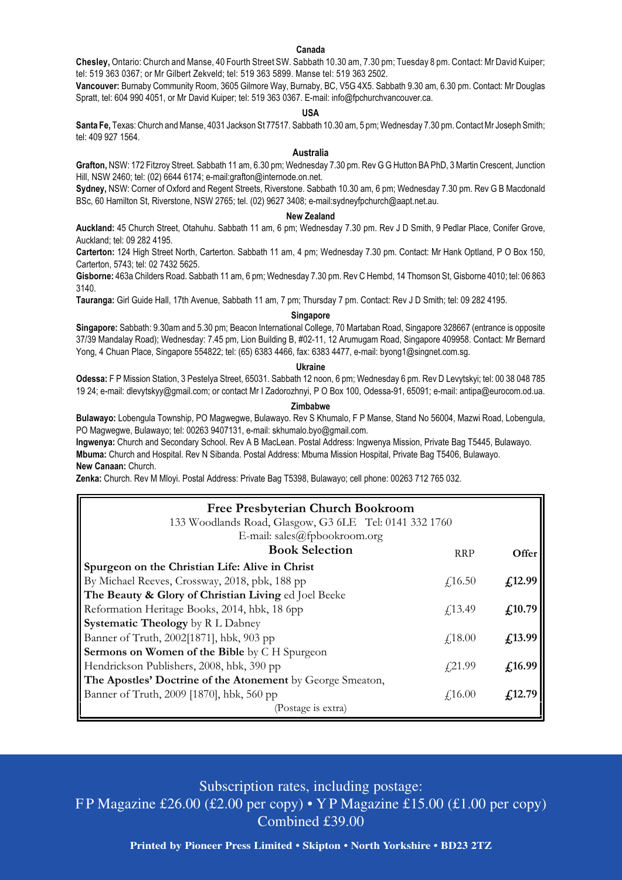### Canada

**Chesley,** Ontario: Church and Manse, 40 Fourth Street SW. Sabbath 10.30 am, 7.30 pm; Tuesday 8 pm. Contact: Mr David Kuiper; tel: 519 363 0367; or Mr Gilbert Zekveld; tel: 519 363 5899. Manse tel: 519 363 2502.

**Vancouver:** Burnaby Community Room, 3605 Gilmore Way, Burnaby, BC, V5G 4X5. Sabbath 9.30 am, 6.30 pm. Contact: Mr Douglas Spratt, tel: 604 990 4051, or Mr David Kuiper; tel: 519 363 0367. E-mail: info@fpchurchvancouver.ca.

### USA

**Santa Fe,** Texas: Church and Manse, 4031 Jackson St 77517. Sabbath 10.30 am, 5 pm; Wednesday 7.30 pm. Contact Mr Joseph Smith; tel: 409 927 1564.

### Australia

**Grafton,** NSW: 172 Fitzroy Street. Sabbath 11 am, 6.30 pm; Wednesday 7.30 pm. Rev G G Hutton BA PhD, 3 Martin Crescent, Junction Hill, NSW 2460; tel: (02) 6644 6174; e-mail:grafton@internode.on.net.

**Sydney,** NSW: Corner of Oxford and Regent Streets, Riverstone. Sabbath 10.30 am, 6 pm; Wednesday 7.30 pm. Rev G B Macdonald BSc, 60 Hamilton St, Riverstone, NSW 2765; tel. (02) 9627 3408; e-mail:sydneyfpchurch@aapt.net.au.

### New Zealand

**Auckland:** 45 Church Street, Otahuhu. Sabbath 11 am, 6 pm; Wednesday 7.30 pm. Rev J D Smith, 9 Pedlar Place, Conifer Grove, Auckland; tel: 09 282 4195.

**Carterton:** 124 High Street North, Carterton. Sabbath 11 am, 4 pm; Wednesday 7.30 pm. Contact: Mr Hank Optland, P O Box 150, Carterton, 5743; tel: 02 7432 5625.

**Gisborne:** 463a Childers Road. Sabbath 11 am, 6 pm; Wednesday 7.30 pm. Rev C Hembd, 14 Thomson St, Gisborne 4010; tel: 06 863 3140.

**Tauranga:** Girl Guide Hall, 17th Avenue, Sabbath 11 am, 7 pm; Thursday 7 pm. Contact: Rev J D Smith; tel: 09 282 4195.

### Singapore

**Singapore:** Sabbath: 9.30am and 5.30 pm; Beacon International College, 70 Martaban Road, Singapore 328667 (entrance is opposite 37/39 Mandalay Road); Wednesday: 7.45 pm, Lion Building B, #02-11, 12 Arumugam Road, Singapore 409958. Contact: Mr Bernard Yong, 4 Chuan Place, Singapore 554822; tel: (65) 6383 4466, fax: 6383 4477, e-mail: byong1@singnet.com.sg.

### Ukraine

**Odessa:** F P Mission Station, 3 Pestelya Street, 65031. Sabbath 12 noon, 6 pm; Wednesday 6 pm. Rev D Levytskyi; tel: 00 38 048 785 19 24; e-mail: dlevytskyy@gmail.com; or contact Mr I Zadorozhnyi, P O Box 100, Odessa-91, 65091; e-mail: antipa@eurocom.od.ua.

### Zimbabwe

**Bulawayo:** Lobengula Township, PO Magwegwe, Bulawayo. Rev S Khumalo, F P Manse, Stand No 56004, Mazwi Road, Lobengula, PO Magwegwe, Bulawayo; tel: 00263 9407131, e-mail: skhumalo.byo@gmail.com.

**Ingwenya:** Church and Secondary School. Rev A B MacLean. Postal Address: Ingwenya Mission, Private Bag T5445, Bulawayo.

**Mbuma:** Church and Hospital. Rev N Sibanda. Postal Address: Mbuma Mission Hospital, Private Bag T5406, Bulawayo.

**New Canaan:** Church.

**Zenka:** Church. Rev M Mloyi. Postal Address: Private Bag T5398, Bulawayo; cell phone: 00263 712 765 032.

## Free Presbyterian Church Bookroom

133 Woodlands Road, Glasgow, G3 6LE Tel: 0141 332 1760

E-mail: sales@fpbookroom.org

| **Book Selection** | RRP | **Offer** |
|---|---|---|
| **Spurgeon on the Christian Life: Alive in Christ** | | |
| By Michael Reeves, Crossway, 2018, pbk, 188 pp | £16.50 | **£12.99** |
| **The Beauty & Glory of Christian Living** ed Joel Beeke | | |
| Reformation Heritage Books, 2014, hbk, 18 6pp | £13.49 | **£10.79** |
| **Systematic Theology** by R L Dabney | | |
| Banner of Truth, 2002[1871], hbk, 903 pp | £18.00 | **£13.99** |
| **Sermons on Women of the Bible** by C H Spurgeon | | |
| Hendrickson Publishers, 2008, hbk, 390 pp | £21.99 | **£16.99** |
| **The Apostles' Doctrine of the Atonement** by George Smeaton, | | |
| Banner of Truth, 2009 [1870], hbk, 560 pp | £16.00 | **£12.79** |

(Postage is extra)

Subscription rates, including postage:
F P Magazine £26.00 (£2.00 per copy) • Y P Magazine £15.00 (£1.00 per copy)
Combined £39.00

**Printed by Pioneer Press Limited • Skipton • North Yorkshire • BD23 2TZ**